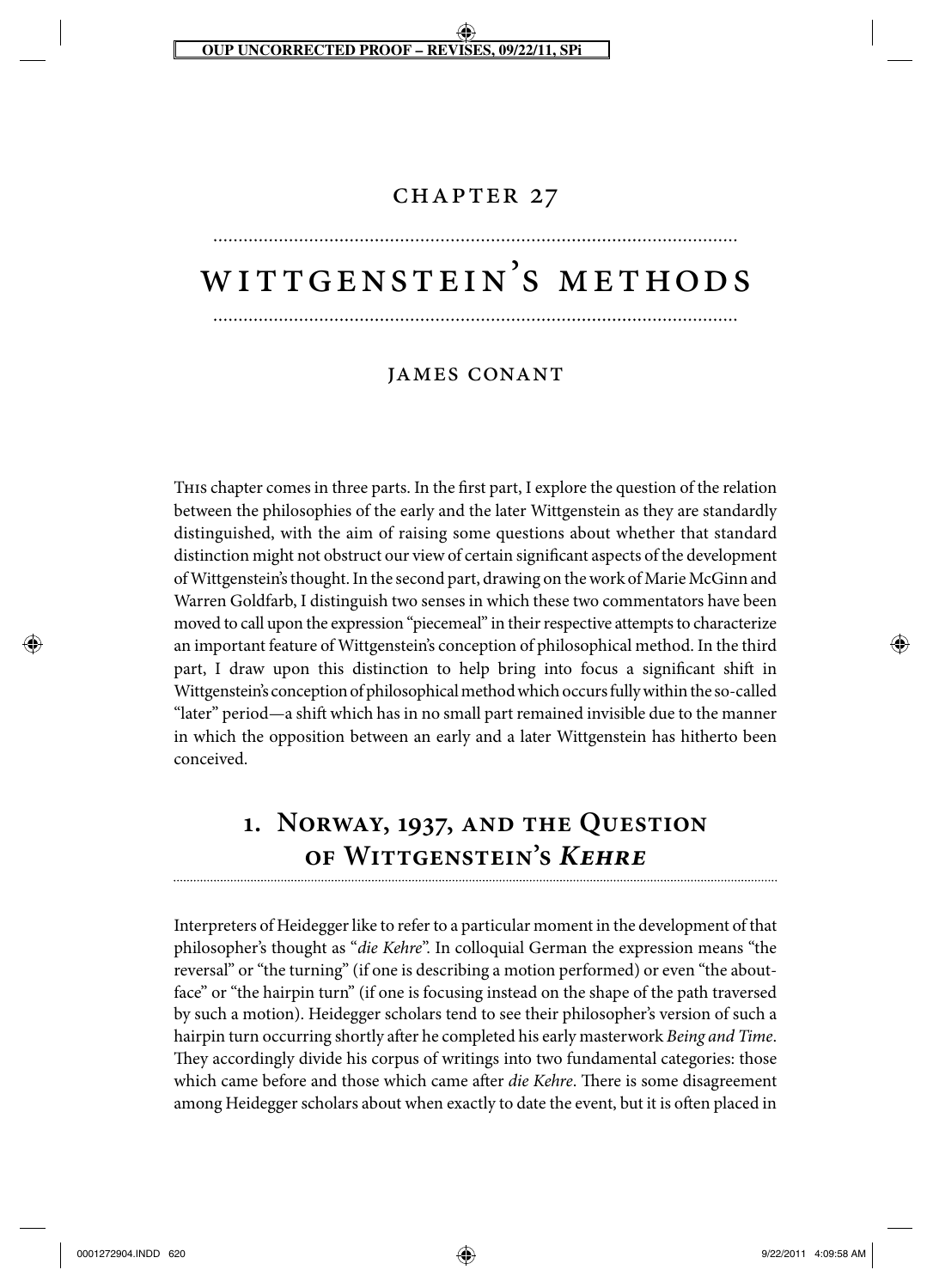# Chapter 27

# Wittgenstein's Methods

## James Conant

This chapter comes in three parts. In the first part, I explore the question of the relation between the philosophies of the early and the later Wittgenstein as they are standardly distinguished, with the aim of raising some questions about whether that standard distinction might not obstruct our view of certain significant aspects of the development of Wittgenstein's thought. In the second part, drawing on the work of Marie McGinn and Warren Goldfarb, I distinguish two senses in which these two commentators have been moved to call upon the expression "piecemeal" in their respective attempts to characterize an important feature of Wittgenstein's conception of philosophical method. In the third part, I draw upon this distinction to help bring into focus a significant shift in Wittgenstein's conception of philosophical method which occurs fully within the so-called "later" period—a shift which has in no small part remained invisible due to the manner in which the opposition between an early and a later Wittgenstein has hitherto been conceived.

## 1. Norway, 1937, and the Question of Wittgenstein's *Kehre*

Interpreters of Heidegger like to refer to a particular moment in the development of that philosopher's thought as "*die Kehre*". In colloquial German the expression means "the reversal" or "the turning" (if one is describing a motion performed) or even "the about-face" or "the hairpin turn" (if one is focusing instead on the shape of the path traversed by such a motion). Heidegger scholars tend to see their philosopher's version of such a hairpin turn occurring shortly after he completed his early masterwork *Being and Time*. They accordingly divide his corpus of writings into two fundamental categories: those which came before and those which came after *die Kehre*. There is some disagreement among Heidegger scholars about when exactly to date the event, but it is often placed in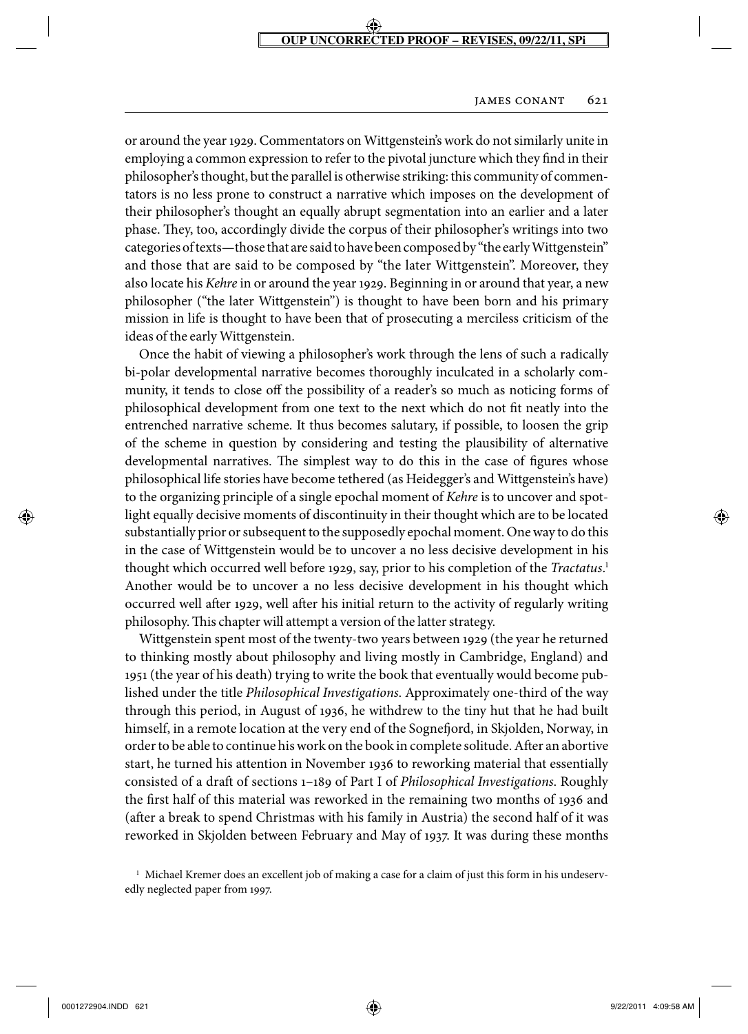or around the year 1929. Commentators on Wittgenstein's work do not similarly unite in employing a common expression to refer to the pivotal juncture which they find in their philosopher's thought, but the parallel is otherwise striking: this community of commentators is no less prone to construct a narrative which imposes on the development of their philosopher's thought an equally abrupt segmentation into an earlier and a later phase. They, too, accordingly divide the corpus of their philosopher's writings into two categories of texts—those that are said to have been composed by "the early Wittgenstein" and those that are said to be composed by "the later Wittgenstein". Moreover, they also locate his *Kehre* in or around the year 1929. Beginning in or around that year, a new philosopher ("the later Wittgenstein") is thought to have been born and his primary mission in life is thought to have been that of prosecuting a merciless criticism of the ideas of the early Wittgenstein.

Once the habit of viewing a philosopher's work through the lens of such a radically bi-polar developmental narrative becomes thoroughly inculcated in a scholarly community, it tends to close off the possibility of a reader's so much as noticing forms of philosophical development from one text to the next which do not fit neatly into the entrenched narrative scheme. It thus becomes salutary, if possible, to loosen the grip of the scheme in question by considering and testing the plausibility of alternative developmental narratives. The simplest way to do this in the case of figures whose philosophical life stories have become tethered (as Heidegger's and Wittgenstein's have) to the organizing principle of a single epochal moment of *Kehre* is to uncover and spotlight equally decisive moments of discontinuity in their thought which are to be located substantially prior or subsequent to the supposedly epochal moment. One way to do this in the case of Wittgenstein would be to uncover a no less decisive development in his thought which occurred well before 1929, say, prior to his completion of the *Tractatus*.[1] Another would be to uncover a no less decisive development in his thought which occurred well after 1929, well after his initial return to the activity of regularly writing philosophy. This chapter will attempt a version of the latter strategy.

Wittgenstein spent most of the twenty-two years between 1929 (the year he returned to thinking mostly about philosophy and living mostly in Cambridge, England) and 1951 (the year of his death) trying to write the book that eventually would become published under the title *Philosophical Investigations*. Approximately one-third of the way through this period, in August of 1936, he withdrew to the tiny hut that he had built himself, in a remote location at the very end of the Sognefjord, in Skjolden, Norway, in order to be able to continue his work on the book in complete solitude. After an abortive start, he turned his attention in November 1936 to reworking material that essentially consisted of a draft of sections 1–189 of Part I of *Philosophical Investigations*. Roughly the first half of this material was reworked in the remaining two months of 1936 and (after a break to spend Christmas with his family in Austria) the second half of it was reworked in Skjolden between February and May of 1937. It was during these months

[1] Michael Kremer does an excellent job of making a case for a claim of just this form in his undeservedly neglected paper from 1997.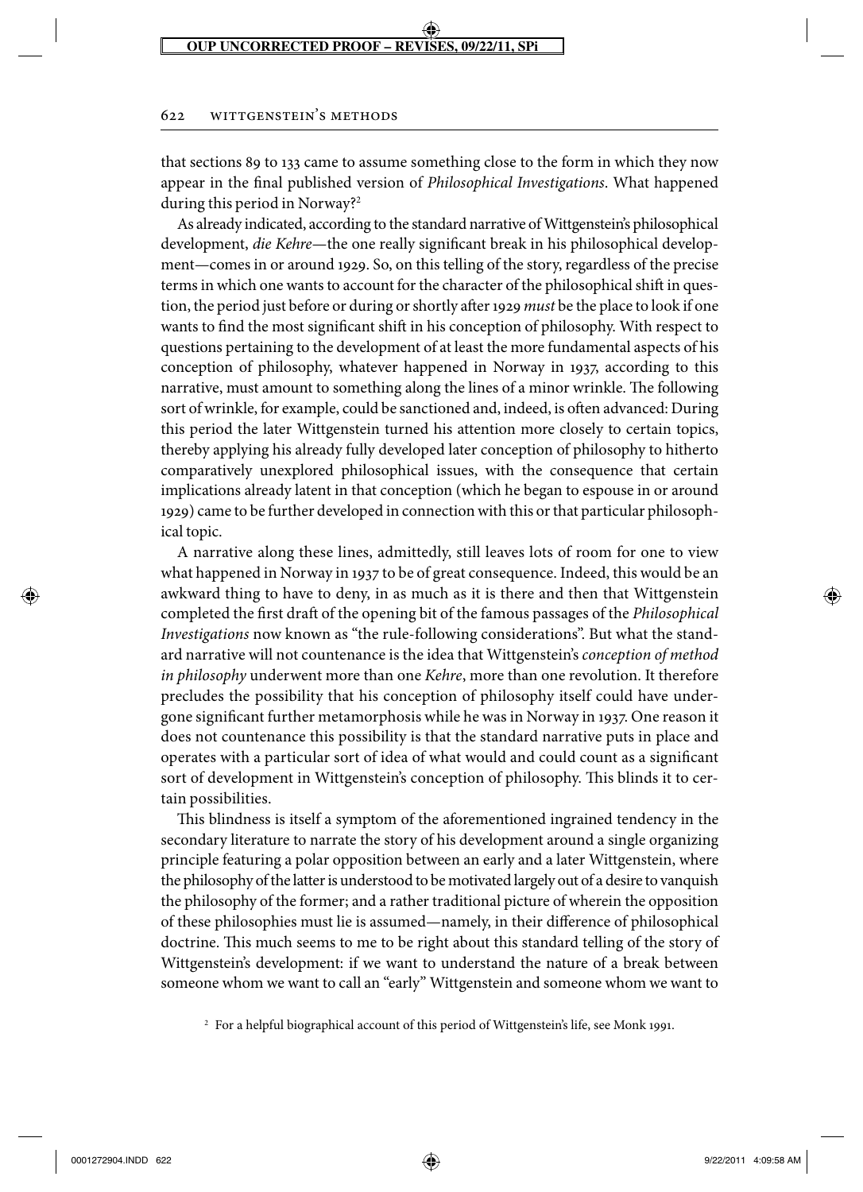that sections 89 to 133 came to assume something close to the form in which they now appear in the final published version of *Philosophical Investigations*. What happened during this period in Norway?[2]

As already indicated, according to the standard narrative of Wittgenstein's philosophical development, *die Kehre*—the one really significant break in his philosophical development—comes in or around 1929. So, on this telling of the story, regardless of the precise terms in which one wants to account for the character of the philosophical shift in question, the period just before or during or shortly after 1929 *must* be the place to look if one wants to find the most significant shift in his conception of philosophy. With respect to questions pertaining to the development of at least the more fundamental aspects of his conception of philosophy, whatever happened in Norway in 1937, according to this narrative, must amount to something along the lines of a minor wrinkle. The following sort of wrinkle, for example, could be sanctioned and, indeed, is often advanced: During this period the later Wittgenstein turned his attention more closely to certain topics, thereby applying his already fully developed later conception of philosophy to hitherto comparatively unexplored philosophical issues, with the consequence that certain implications already latent in that conception (which he began to espouse in or around 1929) came to be further developed in connection with this or that particular philosophical topic.

A narrative along these lines, admittedly, still leaves lots of room for one to view what happened in Norway in 1937 to be of great consequence. Indeed, this would be an awkward thing to have to deny, in as much as it is there and then that Wittgenstein completed the first draft of the opening bit of the famous passages of the *Philosophical Investigations* now known as "the rule-following considerations". But what the standard narrative will not countenance is the idea that Wittgenstein's *conception of method in philosophy* underwent more than one *Kehre*, more than one revolution. It therefore precludes the possibility that his conception of philosophy itself could have undergone significant further metamorphosis while he was in Norway in 1937. One reason it does not countenance this possibility is that the standard narrative puts in place and operates with a particular sort of idea of what would and could count as a significant sort of development in Wittgenstein's conception of philosophy. This blinds it to certain possibilities.

This blindness is itself a symptom of the aforementioned ingrained tendency in the secondary literature to narrate the story of his development around a single organizing principle featuring a polar opposition between an early and a later Wittgenstein, where the philosophy of the latter is understood to be motivated largely out of a desire to vanquish the philosophy of the former; and a rather traditional picture of wherein the opposition of these philosophies must lie is assumed—namely, in their difference of philosophical doctrine. This much seems to me to be right about this standard telling of the story of Wittgenstein's development: if we want to understand the nature of a break between someone whom we want to call an "early" Wittgenstein and someone whom we want to

[2] For a helpful biographical account of this period of Wittgenstein's life, see Monk 1991.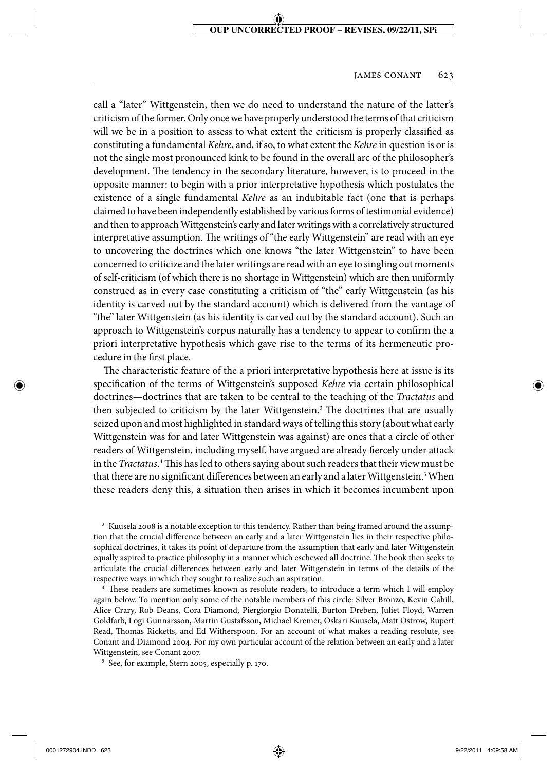call a "later" Wittgenstein, then we do need to understand the nature of the latter's criticism of the former. Only once we have properly understood the terms of that criticism will we be in a position to assess to what extent the criticism is properly classified as constituting a fundamental *Kehre*, and, if so, to what extent the *Kehre* in question is or is not the single most pronounced kink to be found in the overall arc of the philosopher's development. The tendency in the secondary literature, however, is to proceed in the opposite manner: to begin with a prior interpretative hypothesis which postulates the existence of a single fundamental *Kehre* as an indubitable fact (one that is perhaps claimed to have been independently established by various forms of testimonial evidence) and then to approach Wittgenstein's early and later writings with a correlatively structured interpretative assumption. The writings of "the early Wittgenstein" are read with an eye to uncovering the doctrines which one knows "the later Wittgenstein" to have been concerned to criticize and the later writings are read with an eye to singling out moments of self-criticism (of which there is no shortage in Wittgenstein) which are then uniformly construed as in every case constituting a criticism of "the" early Wittgenstein (as his identity is carved out by the standard account) which is delivered from the vantage of "the" later Wittgenstein (as his identity is carved out by the standard account). Such an approach to Wittgenstein's corpus naturally has a tendency to appear to confirm the a priori interpretative hypothesis which gave rise to the terms of its hermeneutic procedure in the first place.

The characteristic feature of the a priori interpretative hypothesis here at issue is its specification of the terms of Wittgenstein's supposed *Kehre* via certain philosophical doctrines—doctrines that are taken to be central to the teaching of the *Tractatus* and then subjected to criticism by the later Wittgenstein.[3] The doctrines that are usually seized upon and most highlighted in standard ways of telling this story (about what early Wittgenstein was for and later Wittgenstein was against) are ones that a circle of other readers of Wittgenstein, including myself, have argued are already fiercely under attack in the *Tractatus*.[4] This has led to others saying about such readers that their view must be that there are no significant differences between an early and a later Wittgenstein.[5] When these readers deny this, a situation then arises in which it becomes incumbent upon

[3] Kuusela 2008 is a notable exception to this tendency. Rather than being framed around the assumption that the crucial difference between an early and a later Wittgenstein lies in their respective philosophical doctrines, it takes its point of departure from the assumption that early and later Wittgenstein equally aspired to practice philosophy in a manner which eschewed all doctrine. The book then seeks to articulate the crucial differences between early and later Wittgenstein in terms of the details of the respective ways in which they sought to realize such an aspiration.

[4] These readers are sometimes known as resolute readers, to introduce a term which I will employ again below. To mention only some of the notable members of this circle: Silver Bronzo, Kevin Cahill, Alice Crary, Rob Deans, Cora Diamond, Piergiorgio Donatelli, Burton Dreben, Juliet Floyd, Warren Goldfarb, Logi Gunnarsson, Martin Gustafsson, Michael Kremer, Oskari Kuusela, Matt Ostrow, Rupert Read, Thomas Ricketts, and Ed Witherspoon. For an account of what makes a reading resolute, see Conant and Diamond 2004. For my own particular account of the relation between an early and a later Wittgenstein, see Conant 2007.

[5] See, for example, Stern 2005, especially p. 170.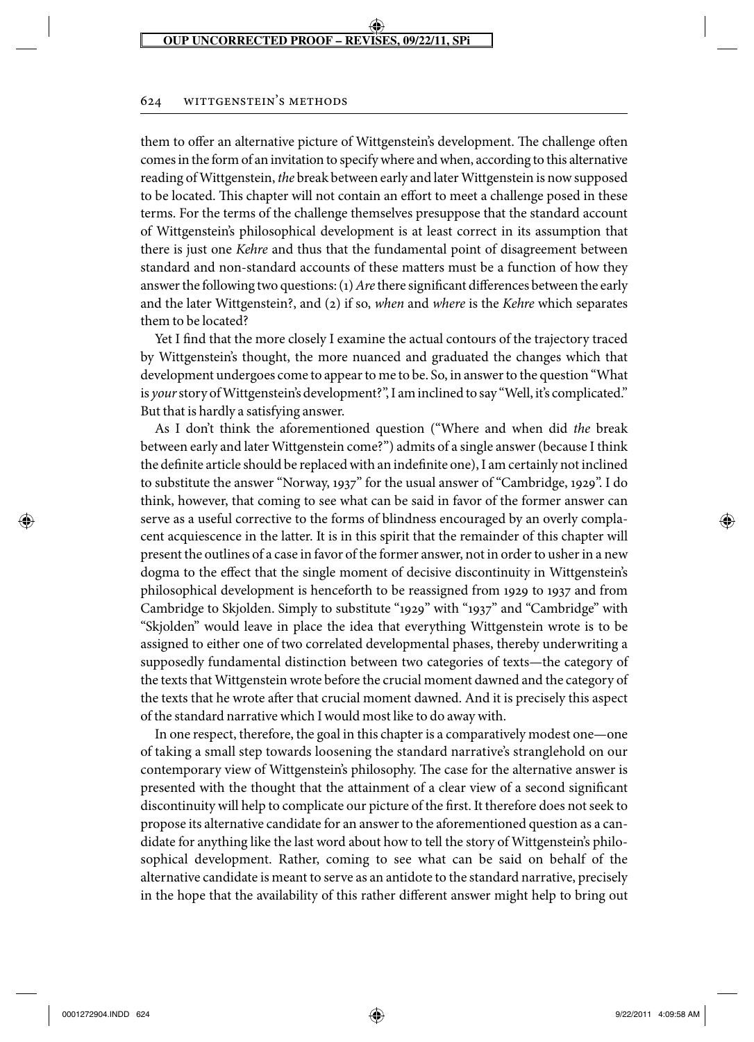them to offer an alternative picture of Wittgenstein's development. The challenge often comes in the form of an invitation to specify where and when, according to this alternative reading of Wittgenstein, *the* break between early and later Wittgenstein is now supposed to be located. This chapter will not contain an effort to meet a challenge posed in these terms. For the terms of the challenge themselves presuppose that the standard account of Wittgenstein's philosophical development is at least correct in its assumption that there is just one *Kehre* and thus that the fundamental point of disagreement between standard and non-standard accounts of these matters must be a function of how they answer the following two questions: (1) *Are* there significant differences between the early and the later Wittgenstein?, and (2) if so, *when* and *where* is the *Kehre* which separates them to be located?

Yet I find that the more closely I examine the actual contours of the trajectory traced by Wittgenstein's thought, the more nuanced and graduated the changes which that development undergoes come to appear to me to be. So, in answer to the question "What is *your* story of Wittgenstein's development?", I am inclined to say "Well, it's complicated." But that is hardly a satisfying answer.

As I don't think the aforementioned question ("Where and when did *the* break between early and later Wittgenstein come?") admits of a single answer (because I think the definite article should be replaced with an indefinite one), I am certainly not inclined to substitute the answer "Norway, 1937" for the usual answer of "Cambridge, 1929". I do think, however, that coming to see what can be said in favor of the former answer can serve as a useful corrective to the forms of blindness encouraged by an overly complacent acquiescence in the latter. It is in this spirit that the remainder of this chapter will present the outlines of a case in favor of the former answer, not in order to usher in a new dogma to the effect that the single moment of decisive discontinuity in Wittgenstein's philosophical development is henceforth to be reassigned from 1929 to 1937 and from Cambridge to Skjolden. Simply to substitute "1929" with "1937" and "Cambridge" with "Skjolden" would leave in place the idea that everything Wittgenstein wrote is to be assigned to either one of two correlated developmental phases, thereby underwriting a supposedly fundamental distinction between two categories of texts—the category of the texts that Wittgenstein wrote before the crucial moment dawned and the category of the texts that he wrote after that crucial moment dawned. And it is precisely this aspect of the standard narrative which I would most like to do away with.

In one respect, therefore, the goal in this chapter is a comparatively modest one—one of taking a small step towards loosening the standard narrative's stranglehold on our contemporary view of Wittgenstein's philosophy. The case for the alternative answer is presented with the thought that the attainment of a clear view of a second significant discontinuity will help to complicate our picture of the first. It therefore does not seek to propose its alternative candidate for an answer to the aforementioned question as a candidate for anything like the last word about how to tell the story of Wittgenstein's philosophical development. Rather, coming to see what can be said on behalf of the alternative candidate is meant to serve as an antidote to the standard narrative, precisely in the hope that the availability of this rather different answer might help to bring out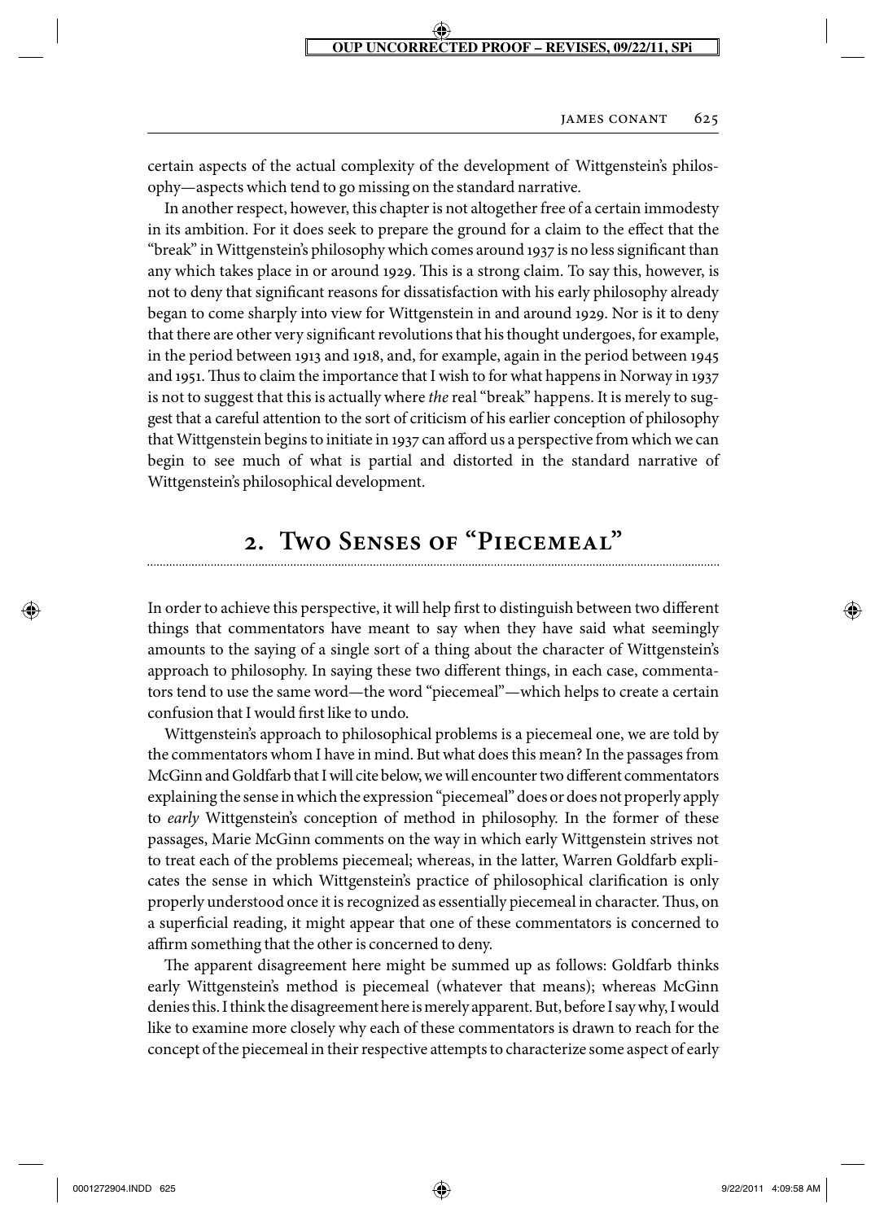certain aspects of the actual complexity of the development of Wittgenstein's philosophy—aspects which tend to go missing on the standard narrative.

In another respect, however, this chapter is not altogether free of a certain immodesty in its ambition. For it does seek to prepare the ground for a claim to the effect that the "break" in Wittgenstein's philosophy which comes around 1937 is no less significant than any which takes place in or around 1929. This is a strong claim. To say this, however, is not to deny that significant reasons for dissatisfaction with his early philosophy already began to come sharply into view for Wittgenstein in and around 1929. Nor is it to deny that there are other very significant revolutions that his thought undergoes, for example, in the period between 1913 and 1918, and, for example, again in the period between 1945 and 1951. Thus to claim the importance that I wish to for what happens in Norway in 1937 is not to suggest that this is actually where *the* real "break" happens. It is merely to suggest that a careful attention to the sort of criticism of his earlier conception of philosophy that Wittgenstein begins to initiate in 1937 can afford us a perspective from which we can begin to see much of what is partial and distorted in the standard narrative of Wittgenstein's philosophical development.

## 2. Two Senses of "Piecemeal"

In order to achieve this perspective, it will help first to distinguish between two different things that commentators have meant to say when they have said what seemingly amounts to the saying of a single sort of a thing about the character of Wittgenstein's approach to philosophy. In saying these two different things, in each case, commentators tend to use the same word—the word "piecemeal"—which helps to create a certain confusion that I would first like to undo.

Wittgenstein's approach to philosophical problems is a piecemeal one, we are told by the commentators whom I have in mind. But what does this mean? In the passages from McGinn and Goldfarb that I will cite below, we will encounter two different commentators explaining the sense in which the expression "piecemeal" does or does not properly apply to *early* Wittgenstein's conception of method in philosophy. In the former of these passages, Marie McGinn comments on the way in which early Wittgenstein strives not to treat each of the problems piecemeal; whereas, in the latter, Warren Goldfarb explicates the sense in which Wittgenstein's practice of philosophical clarification is only properly understood once it is recognized as essentially piecemeal in character. Thus, on a superficial reading, it might appear that one of these commentators is concerned to affirm something that the other is concerned to deny.

The apparent disagreement here might be summed up as follows: Goldfarb thinks early Wittgenstein's method is piecemeal (whatever that means); whereas McGinn denies this. I think the disagreement here is merely apparent. But, before I say why, I would like to examine more closely why each of these commentators is drawn to reach for the concept of the piecemeal in their respective attempts to characterize some aspect of early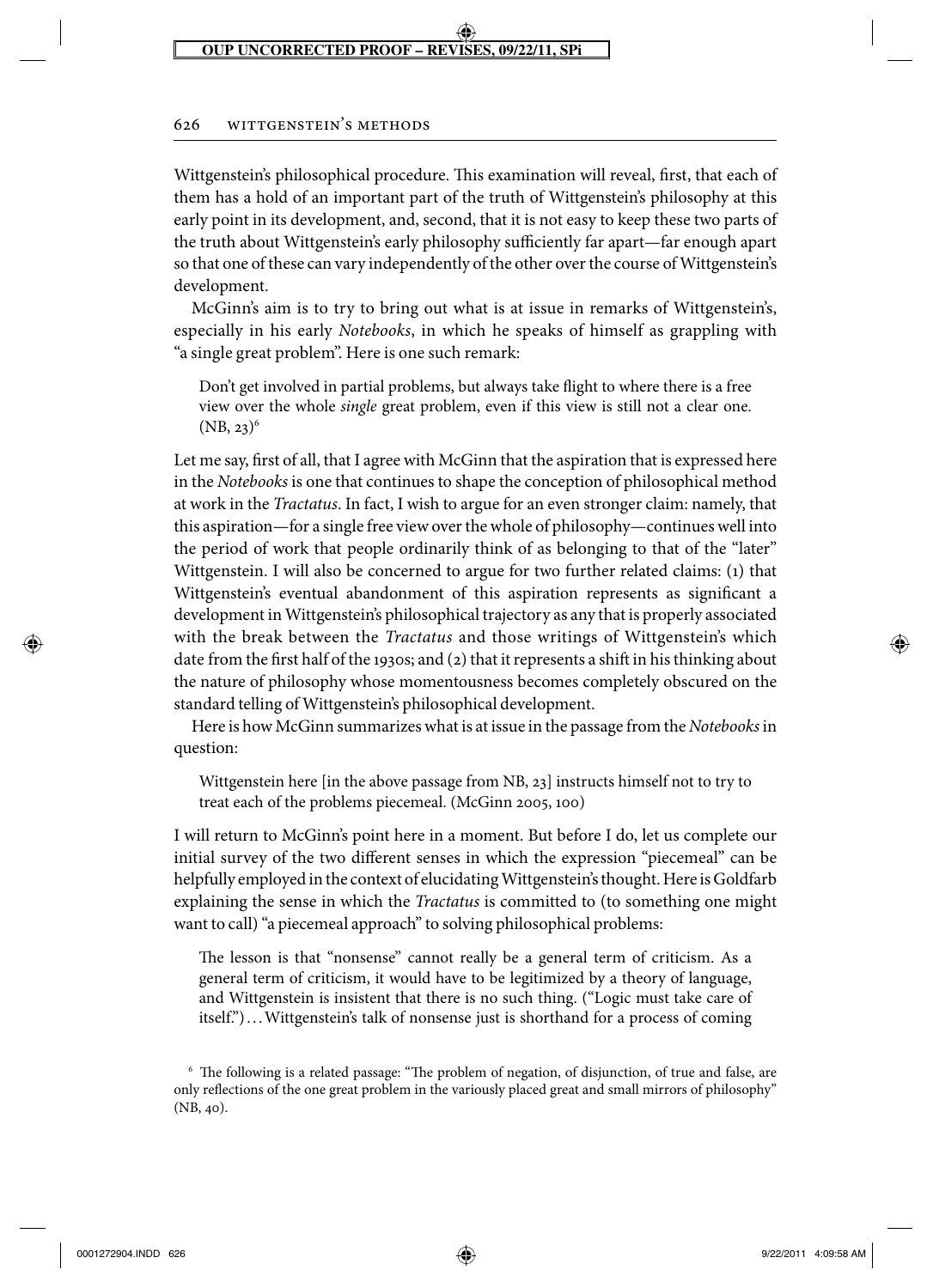Wittgenstein's philosophical procedure. This examination will reveal, first, that each of them has a hold of an important part of the truth of Wittgenstein's philosophy at this early point in its development, and, second, that it is not easy to keep these two parts of the truth about Wittgenstein's early philosophy sufficiently far apart—far enough apart so that one of these can vary independently of the other over the course of Wittgenstein's development.

McGinn's aim is to try to bring out what is at issue in remarks of Wittgenstein's, especially in his early *Notebooks*, in which he speaks of himself as grappling with "a single great problem". Here is one such remark:

> Don't get involved in partial problems, but always take flight to where there is a free view over the whole *single* great problem, even if this view is still not a clear one. (NB, 23)[6]

Let me say, first of all, that I agree with McGinn that the aspiration that is expressed here in the *Notebooks* is one that continues to shape the conception of philosophical method at work in the *Tractatus*. In fact, I wish to argue for an even stronger claim: namely, that this aspiration—for a single free view over the whole of philosophy—continues well into the period of work that people ordinarily think of as belonging to that of the "later" Wittgenstein. I will also be concerned to argue for two further related claims: (1) that Wittgenstein's eventual abandonment of this aspiration represents as significant a development in Wittgenstein's philosophical trajectory as any that is properly associated with the break between the *Tractatus* and those writings of Wittgenstein's which date from the first half of the 1930s; and (2) that it represents a shift in his thinking about the nature of philosophy whose momentousness becomes completely obscured on the standard telling of Wittgenstein's philosophical development.

Here is how McGinn summarizes what is at issue in the passage from the *Notebooks* in question:

> Wittgenstein here [in the above passage from NB, 23] instructs himself not to try to treat each of the problems piecemeal. (McGinn 2005, 100)

I will return to McGinn's point here in a moment. But before I do, let us complete our initial survey of the two different senses in which the expression "piecemeal" can be helpfully employed in the context of elucidating Wittgenstein's thought. Here is Goldfarb explaining the sense in which the *Tractatus* is committed to (to something one might want to call) "a piecemeal approach" to solving philosophical problems:

> The lesson is that "nonsense" cannot really be a general term of criticism. As a general term of criticism, it would have to be legitimized by a theory of language, and Wittgenstein is insistent that there is no such thing. ("Logic must take care of itself.") . . . Wittgenstein's talk of nonsense just is shorthand for a process of coming

[6] The following is a related passage: "The problem of negation, of disjunction, of true and false, are only reflections of the one great problem in the variously placed great and small mirrors of philosophy" (NB, 40).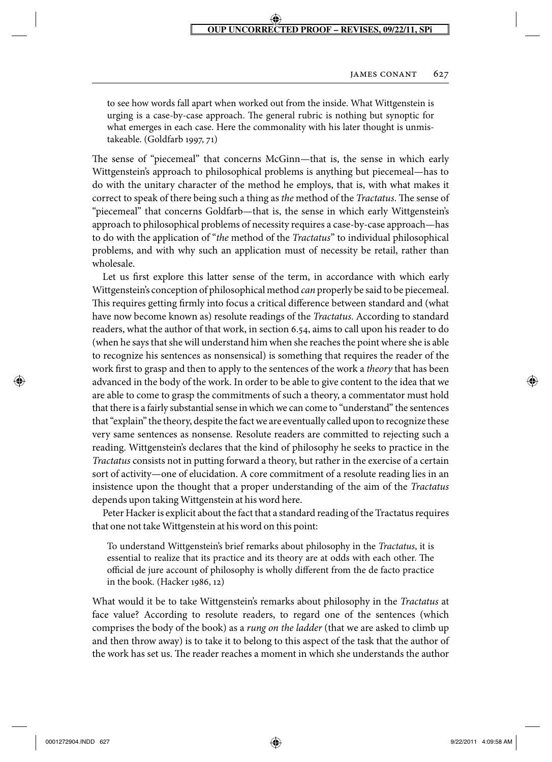> to see how words fall apart when worked out from the inside. What Wittgenstein is urging is a case-by-case approach. The general rubric is nothing but synoptic for what emerges in each case. Here the commonality with his later thought is unmistakeable. (Goldfarb 1997, 71)

The sense of "piecemeal" that concerns McGinn—that is, the sense in which early Wittgenstein's approach to philosophical problems is anything but piecemeal—has to do with the unitary character of the method he employs, that is, with what makes it correct to speak of there being such a thing as *the* method of the *Tractatus*. The sense of "piecemeal" that concerns Goldfarb—that is, the sense in which early Wittgenstein's approach to philosophical problems of necessity requires a case-by-case approach—has to do with the application of "*the* method of the *Tractatus*" to individual philosophical problems, and with why such an application must of necessity be retail, rather than wholesale.

Let us first explore this latter sense of the term, in accordance with which early Wittgenstein's conception of philosophical method *can* properly be said to be piecemeal. This requires getting firmly into focus a critical difference between standard and (what have now become known as) resolute readings of the *Tractatus*. According to standard readers, what the author of that work, in section 6.54, aims to call upon his reader to do (when he says that she will understand him when she reaches the point where she is able to recognize his sentences as nonsensical) is something that requires the reader of the work first to grasp and then to apply to the sentences of the work a *theory* that has been advanced in the body of the work. In order to be able to give content to the idea that we are able to come to grasp the commitments of such a theory, a commentator must hold that there is a fairly substantial sense in which we can come to "understand" the sentences that "explain" the theory, despite the fact we are eventually called upon to recognize these very same sentences as nonsense. Resolute readers are committed to rejecting such a reading. Wittgenstein's declares that the kind of philosophy he seeks to practice in the *Tractatus* consists not in putting forward a theory, but rather in the exercise of a certain sort of activity—one of elucidation. A core commitment of a resolute reading lies in an insistence upon the thought that a proper understanding of the aim of the *Tractatus* depends upon taking Wittgenstein at his word here.

Peter Hacker is explicit about the fact that a standard reading of the Tractatus requires that one not take Wittgenstein at his word on this point:

> To understand Wittgenstein's brief remarks about philosophy in the *Tractatus*, it is essential to realize that its practice and its theory are at odds with each other. The official de jure account of philosophy is wholly different from the de facto practice in the book. (Hacker 1986, 12)

What would it be to take Wittgenstein's remarks about philosophy in the *Tractatus* at face value? According to resolute readers, to regard one of the sentences (which comprises the body of the book) as a *rung on the ladder* (that we are asked to climb up and then throw away) is to take it to belong to this aspect of the task that the author of the work has set us. The reader reaches a moment in which she understands the author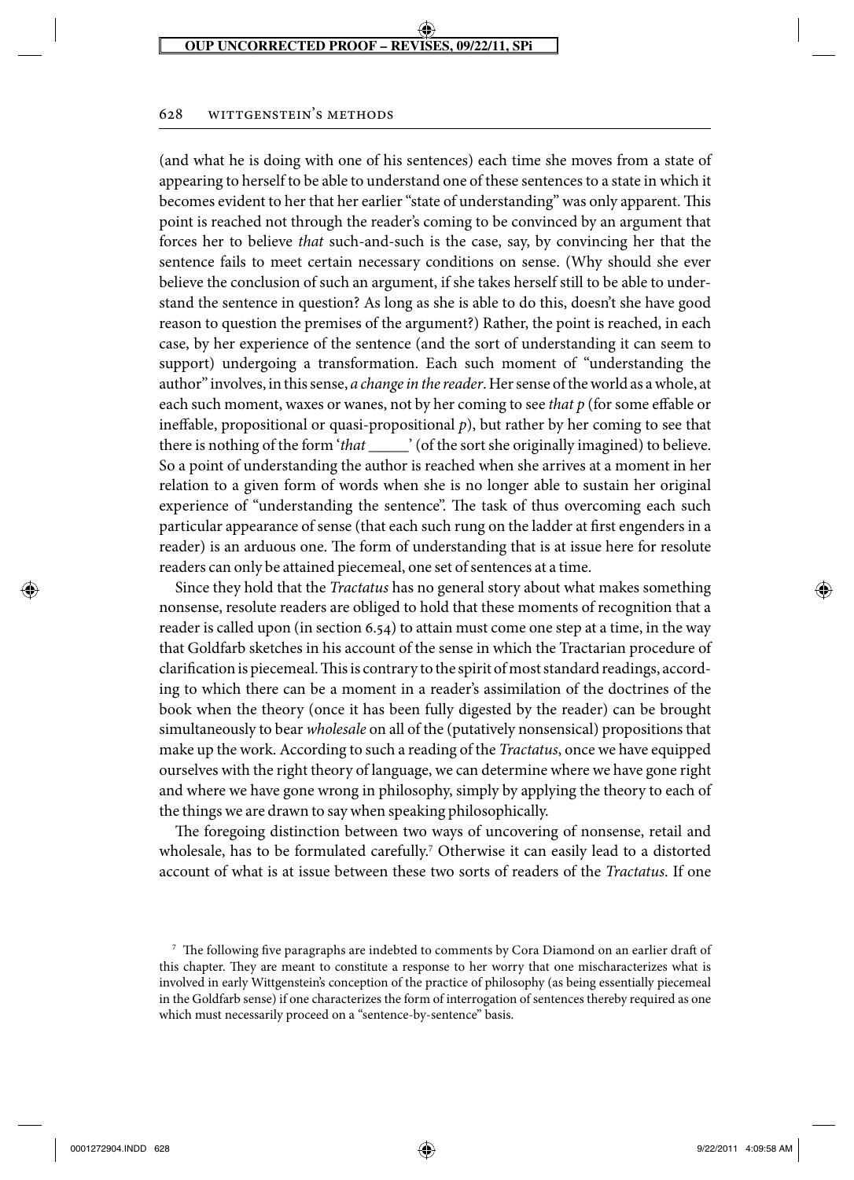(and what he is doing with one of his sentences) each time she moves from a state of appearing to herself to be able to understand one of these sentences to a state in which it becomes evident to her that her earlier "state of understanding" was only apparent. This point is reached not through the reader's coming to be convinced by an argument that forces her to believe *that* such-and-such is the case, say, by convincing her that the sentence fails to meet certain necessary conditions on sense. (Why should she ever believe the conclusion of such an argument, if she takes herself still to be able to understand the sentence in question? As long as she is able to do this, doesn't she have good reason to question the premises of the argument?) Rather, the point is reached, in each case, by her experience of the sentence (and the sort of understanding it can seem to support) undergoing a transformation. Each such moment of "understanding the author" involves, in this sense, *a change in the reader*. Her sense of the world as a whole, at each such moment, waxes or wanes, not by her coming to see *that p* (for some effable or ineffable, propositional or quasi-propositional *p*), but rather by her coming to see that there is nothing of the form '*that* _____' (of the sort she originally imagined) to believe. So a point of understanding the author is reached when she arrives at a moment in her relation to a given form of words when she is no longer able to sustain her original experience of "understanding the sentence". The task of thus overcoming each such particular appearance of sense (that each such rung on the ladder at first engenders in a reader) is an arduous one. The form of understanding that is at issue here for resolute readers can only be attained piecemeal, one set of sentences at a time.

Since they hold that the *Tractatus* has no general story about what makes something nonsense, resolute readers are obliged to hold that these moments of recognition that a reader is called upon (in section 6.54) to attain must come one step at a time, in the way that Goldfarb sketches in his account of the sense in which the Tractarian procedure of clarification is piecemeal. This is contrary to the spirit of most standard readings, according to which there can be a moment in a reader's assimilation of the doctrines of the book when the theory (once it has been fully digested by the reader) can be brought simultaneously to bear *wholesale* on all of the (putatively nonsensical) propositions that make up the work. According to such a reading of the *Tractatus*, once we have equipped ourselves with the right theory of language, we can determine where we have gone right and where we have gone wrong in philosophy, simply by applying the theory to each of the things we are drawn to say when speaking philosophically.

The foregoing distinction between two ways of uncovering of nonsense, retail and wholesale, has to be formulated carefully.[7] Otherwise it can easily lead to a distorted account of what is at issue between these two sorts of readers of the *Tractatus*. If one

[7] The following five paragraphs are indebted to comments by Cora Diamond on an earlier draft of this chapter. They are meant to constitute a response to her worry that one mischaracterizes what is involved in early Wittgenstein's conception of the practice of philosophy (as being essentially piecemeal in the Goldfarb sense) if one characterizes the form of interrogation of sentences thereby required as one which must necessarily proceed on a "sentence-by-sentence" basis.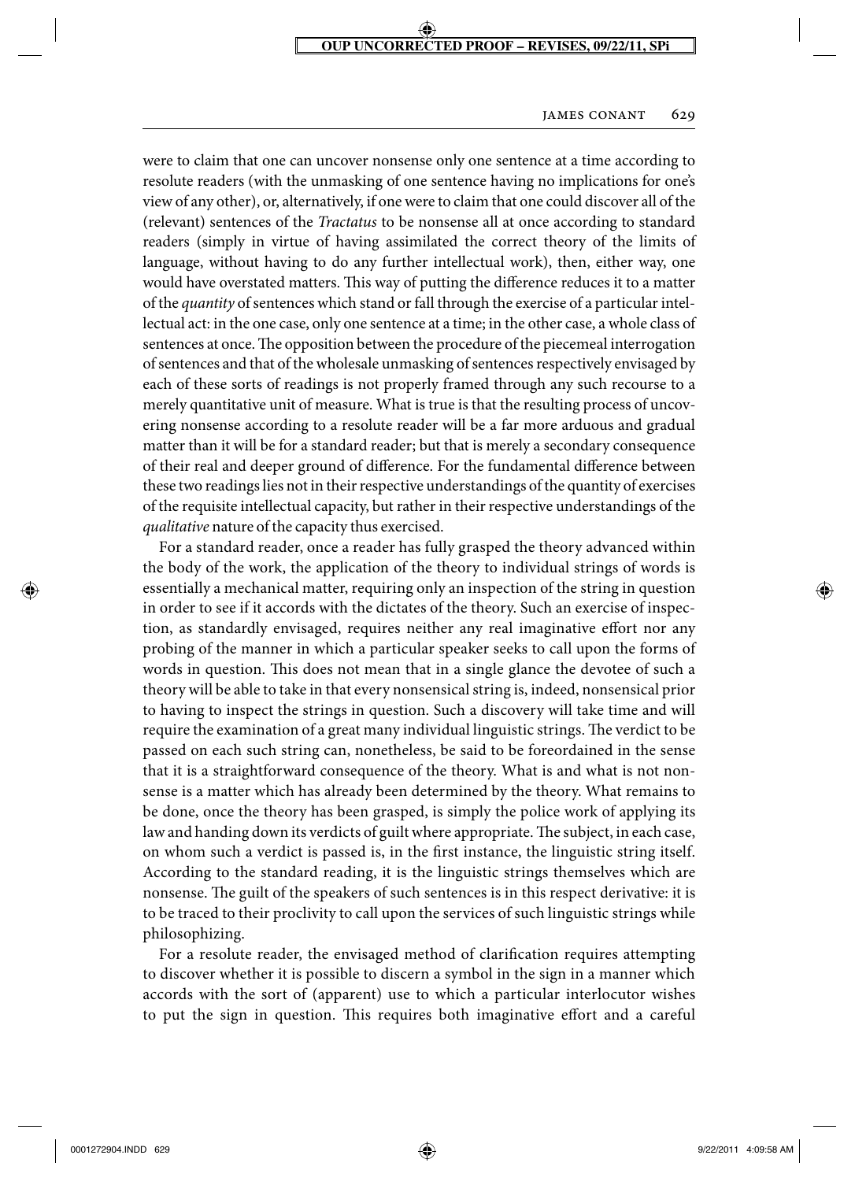were to claim that one can uncover nonsense only one sentence at a time according to resolute readers (with the unmasking of one sentence having no implications for one's view of any other), or, alternatively, if one were to claim that one could discover all of the (relevant) sentences of the *Tractatus* to be nonsense all at once according to standard readers (simply in virtue of having assimilated the correct theory of the limits of language, without having to do any further intellectual work), then, either way, one would have overstated matters. This way of putting the difference reduces it to a matter of the *quantity* of sentences which stand or fall through the exercise of a particular intellectual act: in the one case, only one sentence at a time; in the other case, a whole class of sentences at once. The opposition between the procedure of the piecemeal interrogation of sentences and that of the wholesale unmasking of sentences respectively envisaged by each of these sorts of readings is not properly framed through any such recourse to a merely quantitative unit of measure. What is true is that the resulting process of uncovering nonsense according to a resolute reader will be a far more arduous and gradual matter than it will be for a standard reader; but that is merely a secondary consequence of their real and deeper ground of difference. For the fundamental difference between these two readings lies not in their respective understandings of the quantity of exercises of the requisite intellectual capacity, but rather in their respective understandings of the *qualitative* nature of the capacity thus exercised.

For a standard reader, once a reader has fully grasped the theory advanced within the body of the work, the application of the theory to individual strings of words is essentially a mechanical matter, requiring only an inspection of the string in question in order to see if it accords with the dictates of the theory. Such an exercise of inspection, as standardly envisaged, requires neither any real imaginative effort nor any probing of the manner in which a particular speaker seeks to call upon the forms of words in question. This does not mean that in a single glance the devotee of such a theory will be able to take in that every nonsensical string is, indeed, nonsensical prior to having to inspect the strings in question. Such a discovery will take time and will require the examination of a great many individual linguistic strings. The verdict to be passed on each such string can, nonetheless, be said to be foreordained in the sense that it is a straightforward consequence of the theory. What is and what is not nonsense is a matter which has already been determined by the theory. What remains to be done, once the theory has been grasped, is simply the police work of applying its law and handing down its verdicts of guilt where appropriate. The subject, in each case, on whom such a verdict is passed is, in the first instance, the linguistic string itself. According to the standard reading, it is the linguistic strings themselves which are nonsense. The guilt of the speakers of such sentences is in this respect derivative: it is to be traced to their proclivity to call upon the services of such linguistic strings while philosophizing.

For a resolute reader, the envisaged method of clarification requires attempting to discover whether it is possible to discern a symbol in the sign in a manner which accords with the sort of (apparent) use to which a particular interlocutor wishes to put the sign in question. This requires both imaginative effort and a careful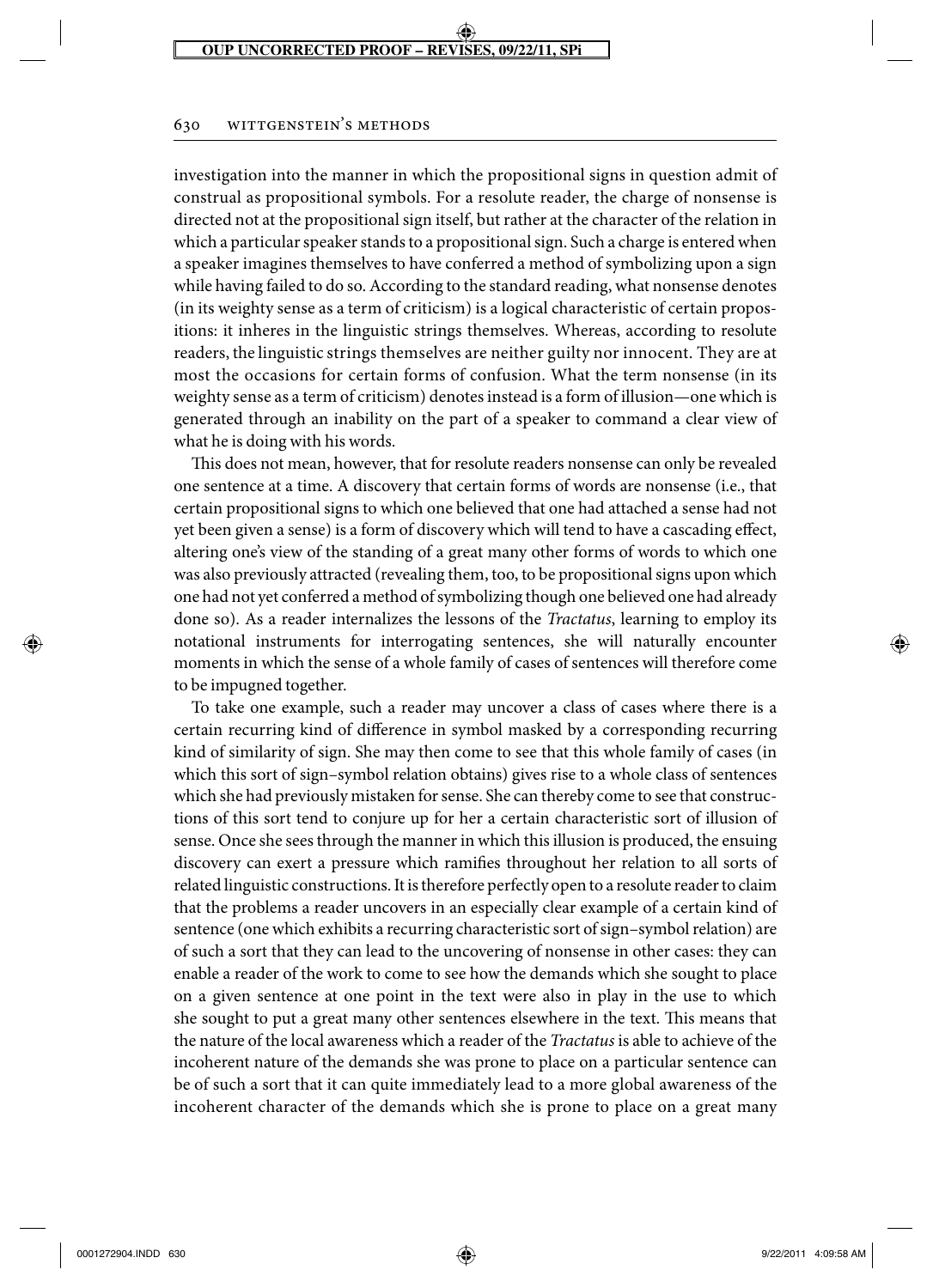investigation into the manner in which the propositional signs in question admit of construal as propositional symbols. For a resolute reader, the charge of nonsense is directed not at the propositional sign itself, but rather at the character of the relation in which a particular speaker stands to a propositional sign. Such a charge is entered when a speaker imagines themselves to have conferred a method of symbolizing upon a sign while having failed to do so. According to the standard reading, what nonsense denotes (in its weighty sense as a term of criticism) is a logical characteristic of certain propositions: it inheres in the linguistic strings themselves. Whereas, according to resolute readers, the linguistic strings themselves are neither guilty nor innocent. They are at most the occasions for certain forms of confusion. What the term nonsense (in its weighty sense as a term of criticism) denotes instead is a form of illusion—one which is generated through an inability on the part of a speaker to command a clear view of what he is doing with his words.

This does not mean, however, that for resolute readers nonsense can only be revealed one sentence at a time. A discovery that certain forms of words are nonsense (i.e., that certain propositional signs to which one believed that one had attached a sense had not yet been given a sense) is a form of discovery which will tend to have a cascading effect, altering one's view of the standing of a great many other forms of words to which one was also previously attracted (revealing them, too, to be propositional signs upon which one had not yet conferred a method of symbolizing though one believed one had already done so). As a reader internalizes the lessons of the *Tractatus*, learning to employ its notational instruments for interrogating sentences, she will naturally encounter moments in which the sense of a whole family of cases of sentences will therefore come to be impugned together.

To take one example, such a reader may uncover a class of cases where there is a certain recurring kind of difference in symbol masked by a corresponding recurring kind of similarity of sign. She may then come to see that this whole family of cases (in which this sort of sign–symbol relation obtains) gives rise to a whole class of sentences which she had previously mistaken for sense. She can thereby come to see that constructions of this sort tend to conjure up for her a certain characteristic sort of illusion of sense. Once she sees through the manner in which this illusion is produced, the ensuing discovery can exert a pressure which ramifies throughout her relation to all sorts of related linguistic constructions. It is therefore perfectly open to a resolute reader to claim that the problems a reader uncovers in an especially clear example of a certain kind of sentence (one which exhibits a recurring characteristic sort of sign–symbol relation) are of such a sort that they can lead to the uncovering of nonsense in other cases: they can enable a reader of the work to come to see how the demands which she sought to place on a given sentence at one point in the text were also in play in the use to which she sought to put a great many other sentences elsewhere in the text. This means that the nature of the local awareness which a reader of the *Tractatus* is able to achieve of the incoherent nature of the demands she was prone to place on a particular sentence can be of such a sort that it can quite immediately lead to a more global awareness of the incoherent character of the demands which she is prone to place on a great many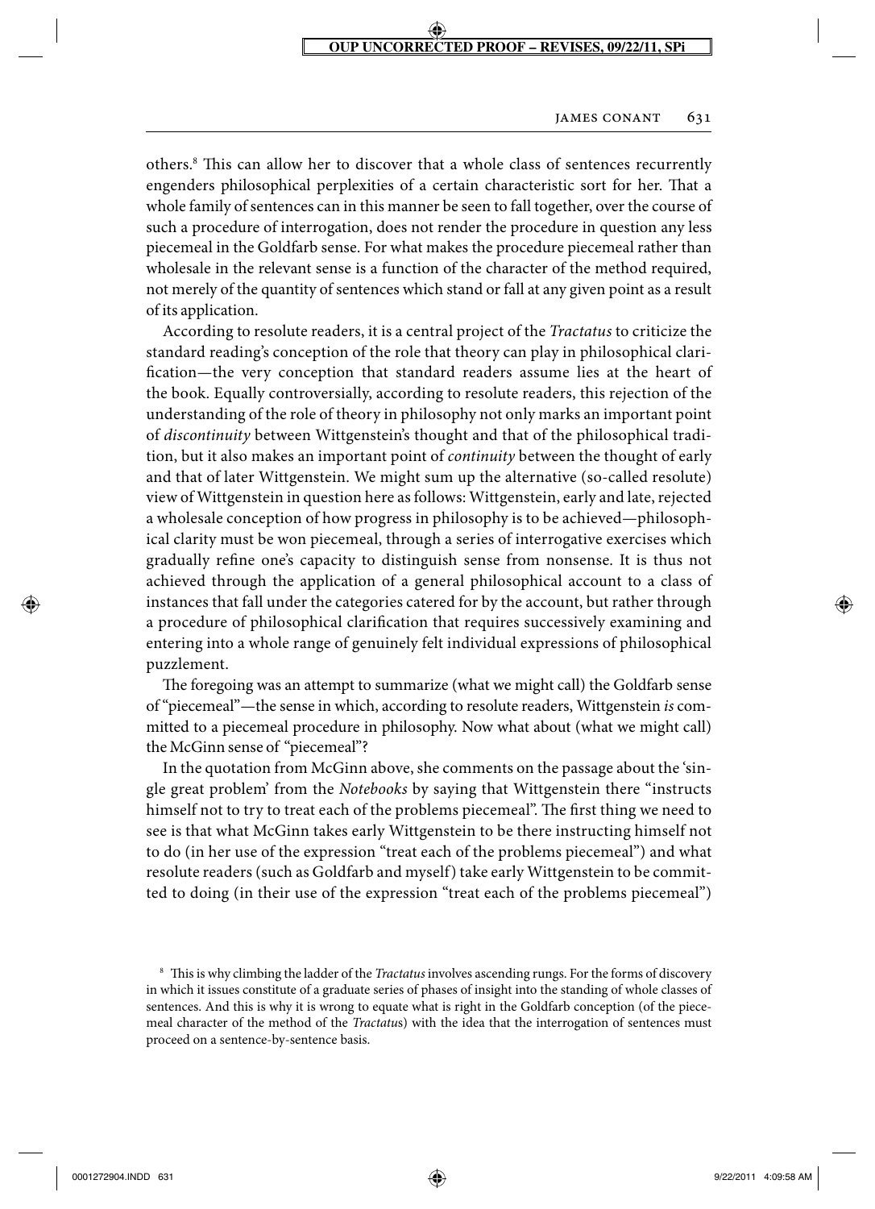others.[8] This can allow her to discover that a whole class of sentences recurrently engenders philosophical perplexities of a certain characteristic sort for her. That a whole family of sentences can in this manner be seen to fall together, over the course of such a procedure of interrogation, does not render the procedure in question any less piecemeal in the Goldfarb sense. For what makes the procedure piecemeal rather than wholesale in the relevant sense is a function of the character of the method required, not merely of the quantity of sentences which stand or fall at any given point as a result of its application.

According to resolute readers, it is a central project of the *Tractatus* to criticize the standard reading's conception of the role that theory can play in philosophical clarification—the very conception that standard readers assume lies at the heart of the book. Equally controversially, according to resolute readers, this rejection of the understanding of the role of theory in philosophy not only marks an important point of *discontinuity* between Wittgenstein's thought and that of the philosophical tradition, but it also makes an important point of *continuity* between the thought of early and that of later Wittgenstein. We might sum up the alternative (so-called resolute) view of Wittgenstein in question here as follows: Wittgenstein, early and late, rejected a wholesale conception of how progress in philosophy is to be achieved—philosophical clarity must be won piecemeal, through a series of interrogative exercises which gradually refine one's capacity to distinguish sense from nonsense. It is thus not achieved through the application of a general philosophical account to a class of instances that fall under the categories catered for by the account, but rather through a procedure of philosophical clarification that requires successively examining and entering into a whole range of genuinely felt individual expressions of philosophical puzzlement.

The foregoing was an attempt to summarize (what we might call) the Goldfarb sense of "piecemeal"—the sense in which, according to resolute readers, Wittgenstein *is* committed to a piecemeal procedure in philosophy. Now what about (what we might call) the McGinn sense of "piecemeal"?

In the quotation from McGinn above, she comments on the passage about the 'single great problem' from the *Notebooks* by saying that Wittgenstein there "instructs himself not to try to treat each of the problems piecemeal". The first thing we need to see is that what McGinn takes early Wittgenstein to be there instructing himself not to do (in her use of the expression "treat each of the problems piecemeal") and what resolute readers (such as Goldfarb and myself) take early Wittgenstein to be committed to doing (in their use of the expression "treat each of the problems piecemeal")

[8] This is why climbing the ladder of the *Tractatus* involves ascending rungs. For the forms of discovery in which it issues constitute of a graduate series of phases of insight into the standing of whole classes of sentences. And this is why it is wrong to equate what is right in the Goldfarb conception (of the piecemeal character of the method of the *Tractatus*) with the idea that the interrogation of sentences must proceed on a sentence-by-sentence basis.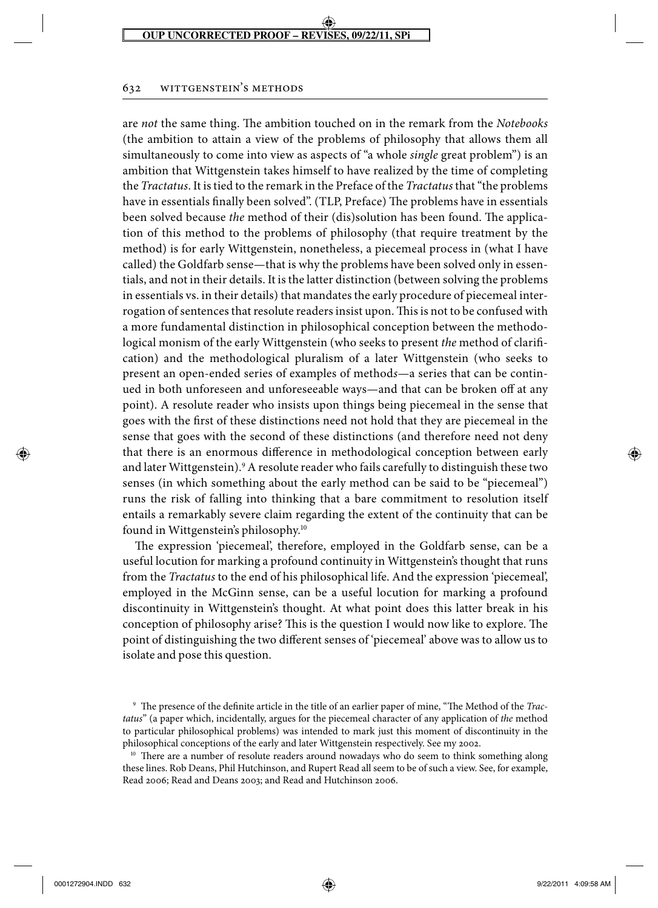are *not* the same thing. The ambition touched on in the remark from the *Notebooks* (the ambition to attain a view of the problems of philosophy that allows them all simultaneously to come into view as aspects of "a whole *single* great problem") is an ambition that Wittgenstein takes himself to have realized by the time of completing the *Tractatus*. It is tied to the remark in the Preface of the *Tractatus* that "the problems have in essentials finally been solved". (TLP, Preface) The problems have in essentials been solved because *the* method of their (dis)solution has been found. The application of this method to the problems of philosophy (that require treatment by the method) is for early Wittgenstein, nonetheless, a piecemeal process in (what I have called) the Goldfarb sense—that is why the problems have been solved only in essentials, and not in their details. It is the latter distinction (between solving the problems in essentials vs. in their details) that mandates the early procedure of piecemeal interrogation of sentences that resolute readers insist upon. This is not to be confused with a more fundamental distinction in philosophical conception between the methodological monism of the early Wittgenstein (who seeks to present *the* method of clarification) and the methodological pluralism of a later Wittgenstein (who seeks to present an open-ended series of examples of method*s*—a series that can be continued in both unforeseen and unforeseeable ways—and that can be broken off at any point). A resolute reader who insists upon things being piecemeal in the sense that goes with the first of these distinctions need not hold that they are piecemeal in the sense that goes with the second of these distinctions (and therefore need not deny that there is an enormous difference in methodological conception between early and later Wittgenstein).[9] A resolute reader who fails carefully to distinguish these two senses (in which something about the early method can be said to be "piecemeal") runs the risk of falling into thinking that a bare commitment to resolution itself entails a remarkably severe claim regarding the extent of the continuity that can be found in Wittgenstein's philosophy.[10]

The expression 'piecemeal', therefore, employed in the Goldfarb sense, can be a useful locution for marking a profound continuity in Wittgenstein's thought that runs from the *Tractatus* to the end of his philosophical life. And the expression 'piecemeal', employed in the McGinn sense, can be a useful locution for marking a profound discontinuity in Wittgenstein's thought. At what point does this latter break in his conception of philosophy arise? This is the question I would now like to explore. The point of distinguishing the two different senses of 'piecemeal' above was to allow us to isolate and pose this question.

[9] The presence of the definite article in the title of an earlier paper of mine, "The Method of the *Tractatus*" (a paper which, incidentally, argues for the piecemeal character of any application of *the* method to particular philosophical problems) was intended to mark just this moment of discontinuity in the philosophical conceptions of the early and later Wittgenstein respectively. See my 2002.

[10] There are a number of resolute readers around nowadays who do seem to think something along these lines. Rob Deans, Phil Hutchinson, and Rupert Read all seem to be of such a view. See, for example, Read 2006; Read and Deans 2003; and Read and Hutchinson 2006.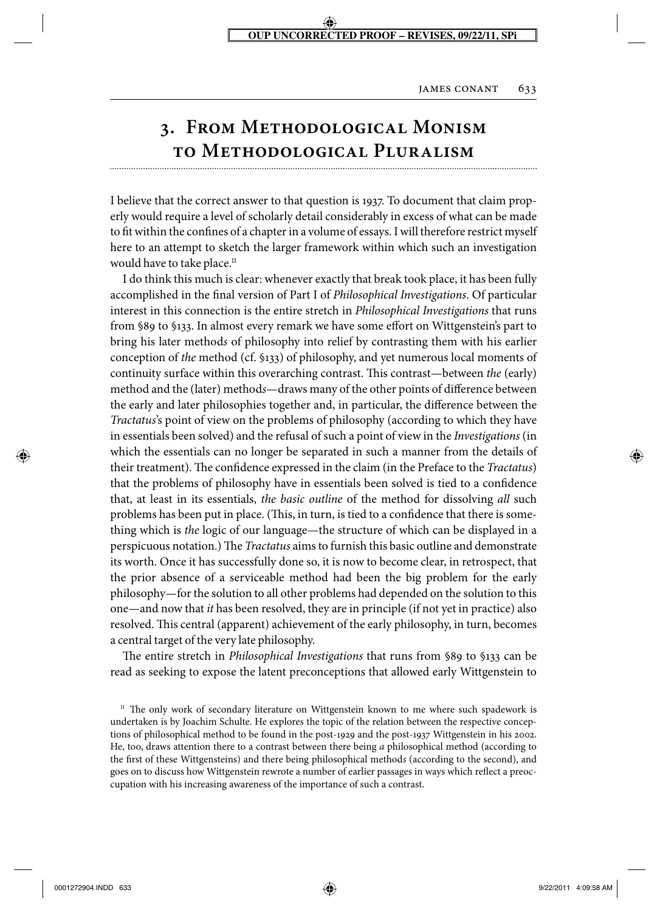# 3. From Methodological Monism to Methodological Pluralism

I believe that the correct answer to that question is 1937. To document that claim properly would require a level of scholarly detail considerably in excess of what can be made to fit within the confines of a chapter in a volume of essays. I will therefore restrict myself here to an attempt to sketch the larger framework within which such an investigation would have to take place.[11]

I do think this much is clear: whenever exactly that break took place, it has been fully accomplished in the final version of Part I of *Philosophical Investigations*. Of particular interest in this connection is the entire stretch in *Philosophical Investigations* that runs from §89 to §133. In almost every remark we have some effort on Wittgenstein's part to bring his later method*s* of philosophy into relief by contrasting them with his earlier conception of *the* method (cf. §133) of philosophy, and yet numerous local moments of continuity surface within this overarching contrast. This contrast—between *the* (early) method and the (later) method*s*—draws many of the other points of difference between the early and later philosophies together and, in particular, the difference between the *Tractatus*'s point of view on the problems of philosophy (according to which they have in essentials been solved) and the refusal of such a point of view in the *Investigations* (in which the essentials can no longer be separated in such a manner from the details of their treatment). The confidence expressed in the claim (in the Preface to the *Tractatus*) that the problems of philosophy have in essentials been solved is tied to a confidence that, at least in its essentials, *the basic outline* of the method for dissolving *all* such problems has been put in place. (This, in turn, is tied to a confidence that there is something which is *the* logic of our language—the structure of which can be displayed in a perspicuous notation.) The *Tractatus* aims to furnish this basic outline and demonstrate its worth. Once it has successfully done so, it is now to become clear, in retrospect, that the prior absence of a serviceable method had been the big problem for the early philosophy—for the solution to all other problems had depended on the solution to this one—and now that *it* has been resolved, they are in principle (if not yet in practice) also resolved. This central (apparent) achievement of the early philosophy, in turn, becomes a central target of the very late philosophy.

The entire stretch in *Philosophical Investigations* that runs from §89 to §133 can be read as seeking to expose the latent preconceptions that allowed early Wittgenstein to

[11] The only work of secondary literature on Wittgenstein known to me where such spadework is undertaken is by Joachim Schulte. He explores the topic of the relation between the respective conceptions of philosophical method to be found in the post-1929 and the post-1937 Wittgenstein in his 2002. He, too, draws attention there to a contrast between there being *a* philosophical method (according to the first of these Wittgensteins) and there being philosophical method*s* (according to the second), and goes on to discuss how Wittgenstein rewrote a number of earlier passages in ways which reflect a preoccupation with his increasing awareness of the importance of such a contrast.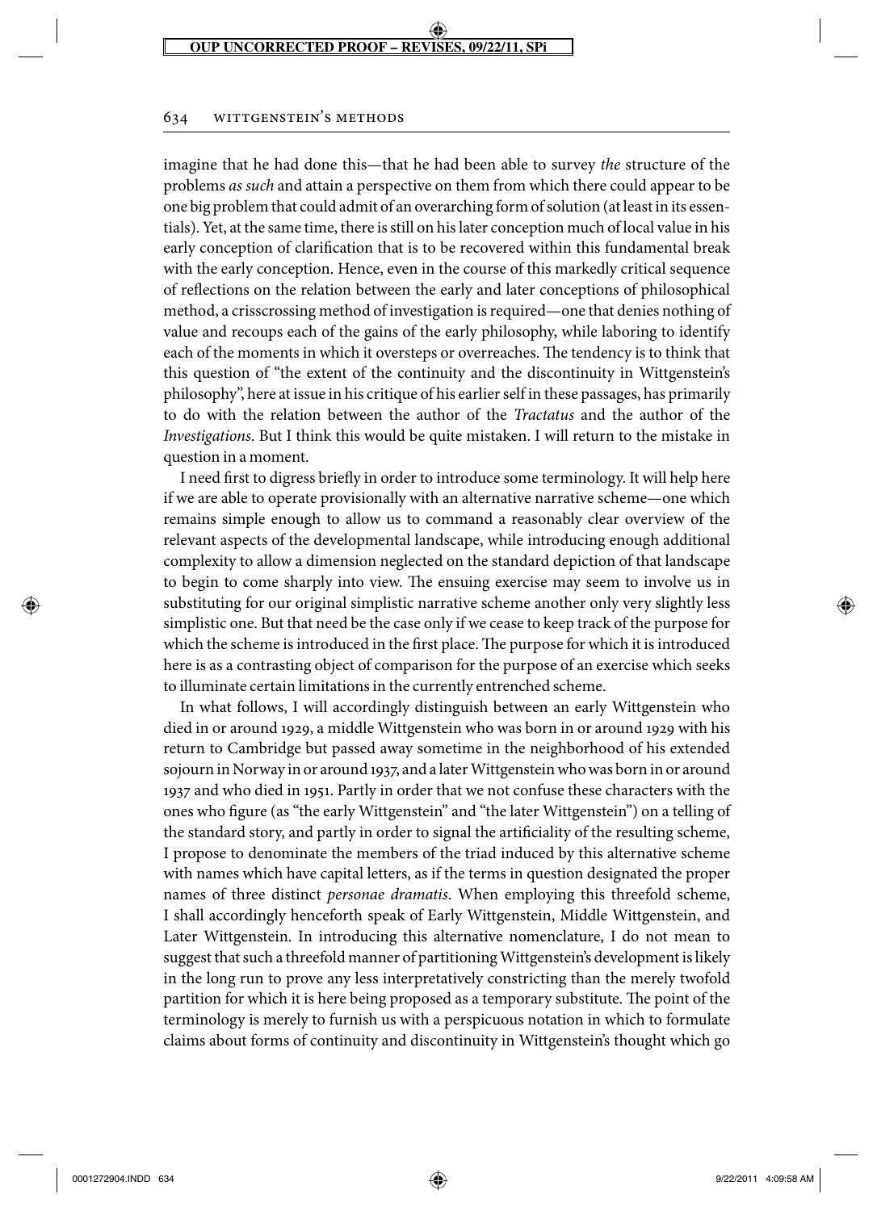imagine that he had done this—that he had been able to survey *the* structure of the problems *as such* and attain a perspective on them from which there could appear to be one big problem that could admit of an overarching form of solution (at least in its essentials). Yet, at the same time, there is still on his later conception much of local value in his early conception of clarification that is to be recovered within this fundamental break with the early conception. Hence, even in the course of this markedly critical sequence of reflections on the relation between the early and later conceptions of philosophical method, a crisscrossing method of investigation is required—one that denies nothing of value and recoups each of the gains of the early philosophy, while laboring to identify each of the moments in which it oversteps or overreaches. The tendency is to think that this question of "the extent of the continuity and the discontinuity in Wittgenstein's philosophy", here at issue in his critique of his earlier self in these passages, has primarily to do with the relation between the author of the *Tractatus* and the author of the *Investigations*. But I think this would be quite mistaken. I will return to the mistake in question in a moment.

I need first to digress briefly in order to introduce some terminology. It will help here if we are able to operate provisionally with an alternative narrative scheme—one which remains simple enough to allow us to command a reasonably clear overview of the relevant aspects of the developmental landscape, while introducing enough additional complexity to allow a dimension neglected on the standard depiction of that landscape to begin to come sharply into view. The ensuing exercise may seem to involve us in substituting for our original simplistic narrative scheme another only very slightly less simplistic one. But that need be the case only if we cease to keep track of the purpose for which the scheme is introduced in the first place. The purpose for which it is introduced here is as a contrasting object of comparison for the purpose of an exercise which seeks to illuminate certain limitations in the currently entrenched scheme.

In what follows, I will accordingly distinguish between an early Wittgenstein who died in or around 1929, a middle Wittgenstein who was born in or around 1929 with his return to Cambridge but passed away sometime in the neighborhood of his extended sojourn in Norway in or around 1937, and a later Wittgenstein who was born in or around 1937 and who died in 1951. Partly in order that we not confuse these characters with the ones who figure (as "the early Wittgenstein" and "the later Wittgenstein") on a telling of the standard story, and partly in order to signal the artificiality of the resulting scheme, I propose to denominate the members of the triad induced by this alternative scheme with names which have capital letters, as if the terms in question designated the proper names of three distinct *personae dramatis*. When employing this threefold scheme, I shall accordingly henceforth speak of Early Wittgenstein, Middle Wittgenstein, and Later Wittgenstein. In introducing this alternative nomenclature, I do not mean to suggest that such a threefold manner of partitioning Wittgenstein's development is likely in the long run to prove any less interpretatively constricting than the merely twofold partition for which it is here being proposed as a temporary substitute. The point of the terminology is merely to furnish us with a perspicuous notation in which to formulate claims about forms of continuity and discontinuity in Wittgenstein's thought which go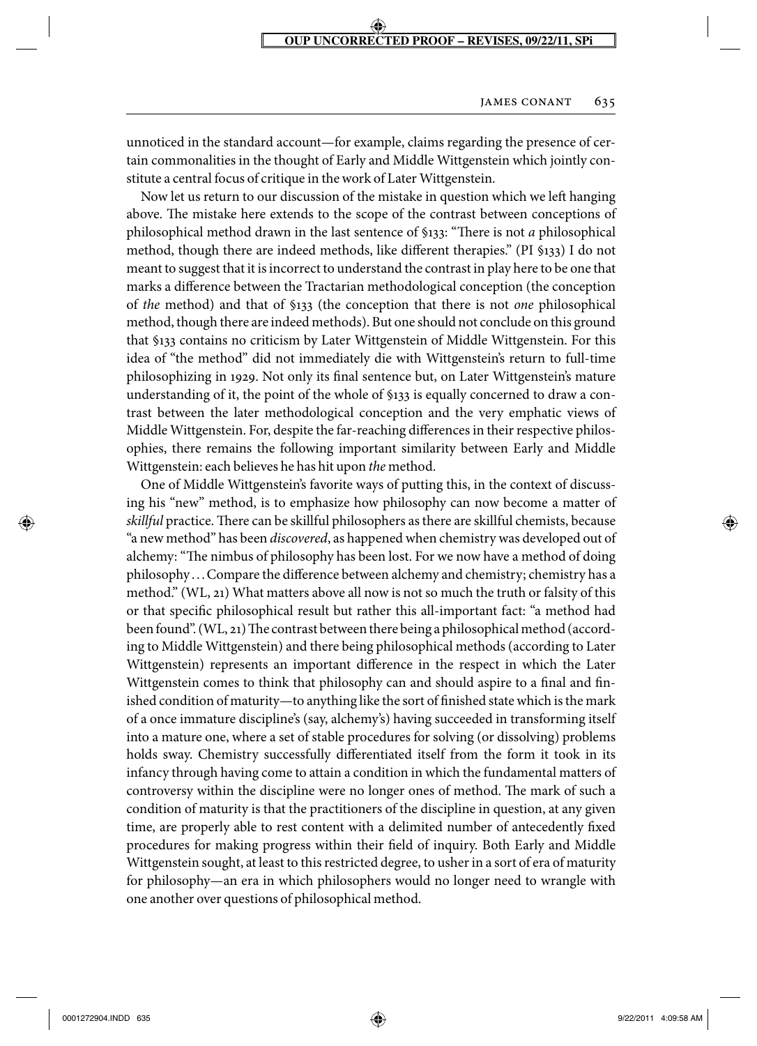unnoticed in the standard account—for example, claims regarding the presence of certain commonalities in the thought of Early and Middle Wittgenstein which jointly constitute a central focus of critique in the work of Later Wittgenstein.

Now let us return to our discussion of the mistake in question which we left hanging above. The mistake here extends to the scope of the contrast between conceptions of philosophical method drawn in the last sentence of §133: "There is not *a* philosophical method, though there are indeed methods, like different therapies." (PI §133) I do not meant to suggest that it is incorrect to understand the contrast in play here to be one that marks a difference between the Tractarian methodological conception (the conception of *the* method) and that of §133 (the conception that there is not *one* philosophical method, though there are indeed methods). But one should not conclude on this ground that §133 contains no criticism by Later Wittgenstein of Middle Wittgenstein. For this idea of "the method" did not immediately die with Wittgenstein's return to full-time philosophizing in 1929. Not only its final sentence but, on Later Wittgenstein's mature understanding of it, the point of the whole of §133 is equally concerned to draw a contrast between the later methodological conception and the very emphatic views of Middle Wittgenstein. For, despite the far-reaching differences in their respective philosophies, there remains the following important similarity between Early and Middle Wittgenstein: each believes he has hit upon *the* method.

One of Middle Wittgenstein's favorite ways of putting this, in the context of discussing his "new" method, is to emphasize how philosophy can now become a matter of *skillful* practice. There can be skillful philosophers as there are skillful chemists, because "a new method" has been *discovered*, as happened when chemistry was developed out of alchemy: "The nimbus of philosophy has been lost. For we now have a method of doing philosophy . . . Compare the difference between alchemy and chemistry; chemistry has a method." (WL, 21) What matters above all now is not so much the truth or falsity of this or that specific philosophical result but rather this all-important fact: "a method had been found". (WL, 21) The contrast between there being a philosophical method (according to Middle Wittgenstein) and there being philosophical methods (according to Later Wittgenstein) represents an important difference in the respect in which the Later Wittgenstein comes to think that philosophy can and should aspire to a final and finished condition of maturity—to anything like the sort of finished state which is the mark of a once immature discipline's (say, alchemy's) having succeeded in transforming itself into a mature one, where a set of stable procedures for solving (or dissolving) problems holds sway. Chemistry successfully differentiated itself from the form it took in its infancy through having come to attain a condition in which the fundamental matters of controversy within the discipline were no longer ones of method. The mark of such a condition of maturity is that the practitioners of the discipline in question, at any given time, are properly able to rest content with a delimited number of antecedently fixed procedures for making progress within their field of inquiry. Both Early and Middle Wittgenstein sought, at least to this restricted degree, to usher in a sort of era of maturity for philosophy—an era in which philosophers would no longer need to wrangle with one another over questions of philosophical method.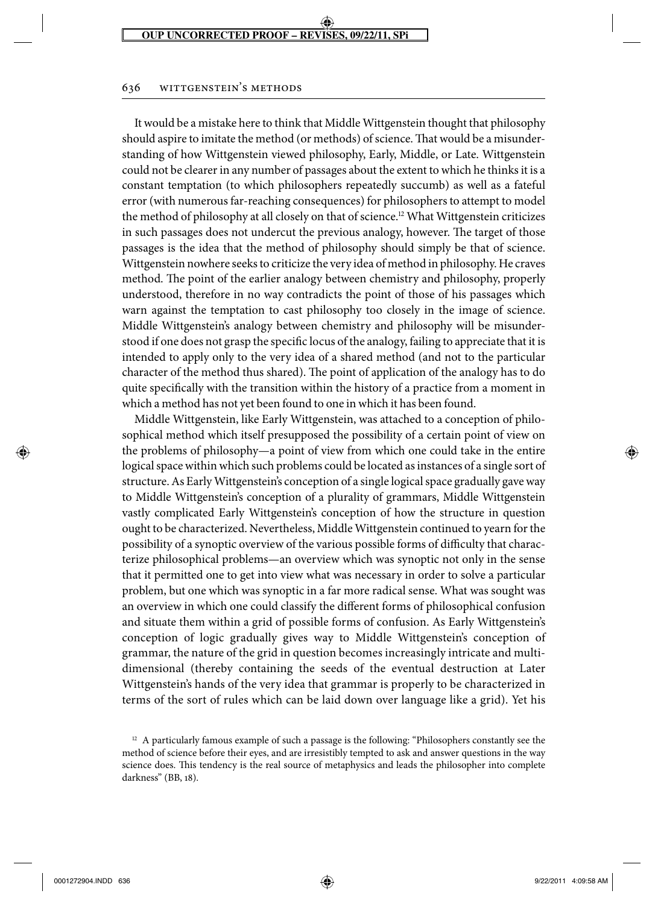It would be a mistake here to think that Middle Wittgenstein thought that philosophy should aspire to imitate the method (or methods) of science. That would be a misunderstanding of how Wittgenstein viewed philosophy, Early, Middle, or Late. Wittgenstein could not be clearer in any number of passages about the extent to which he thinks it is a constant temptation (to which philosophers repeatedly succumb) as well as a fateful error (with numerous far-reaching consequences) for philosophers to attempt to model the method of philosophy at all closely on that of science.[12] What Wittgenstein criticizes in such passages does not undercut the previous analogy, however. The target of those passages is the idea that the method of philosophy should simply be that of science. Wittgenstein nowhere seeks to criticize the very idea of method in philosophy. He craves method. The point of the earlier analogy between chemistry and philosophy, properly understood, therefore in no way contradicts the point of those of his passages which warn against the temptation to cast philosophy too closely in the image of science. Middle Wittgenstein's analogy between chemistry and philosophy will be misunderstood if one does not grasp the specific locus of the analogy, failing to appreciate that it is intended to apply only to the very idea of a shared method (and not to the particular character of the method thus shared). The point of application of the analogy has to do quite specifically with the transition within the history of a practice from a moment in which a method has not yet been found to one in which it has been found.

Middle Wittgenstein, like Early Wittgenstein, was attached to a conception of philosophical method which itself presupposed the possibility of a certain point of view on the problems of philosophy—a point of view from which one could take in the entire logical space within which such problems could be located as instances of a single sort of structure. As Early Wittgenstein's conception of a single logical space gradually gave way to Middle Wittgenstein's conception of a plurality of grammars, Middle Wittgenstein vastly complicated Early Wittgenstein's conception of how the structure in question ought to be characterized. Nevertheless, Middle Wittgenstein continued to yearn for the possibility of a synoptic overview of the various possible forms of difficulty that characterize philosophical problems—an overview which was synoptic not only in the sense that it permitted one to get into view what was necessary in order to solve a particular problem, but one which was synoptic in a far more radical sense. What was sought was an overview in which one could classify the different forms of philosophical confusion and situate them within a grid of possible forms of confusion. As Early Wittgenstein's conception of logic gradually gives way to Middle Wittgenstein's conception of grammar, the nature of the grid in question becomes increasingly intricate and multidimensional (thereby containing the seeds of the eventual destruction at Later Wittgenstein's hands of the very idea that grammar is properly to be characterized in terms of the sort of rules which can be laid down over language like a grid). Yet his

[12] A particularly famous example of such a passage is the following: "Philosophers constantly see the method of science before their eyes, and are irresistibly tempted to ask and answer questions in the way science does. This tendency is the real source of metaphysics and leads the philosopher into complete darkness" (BB, 18).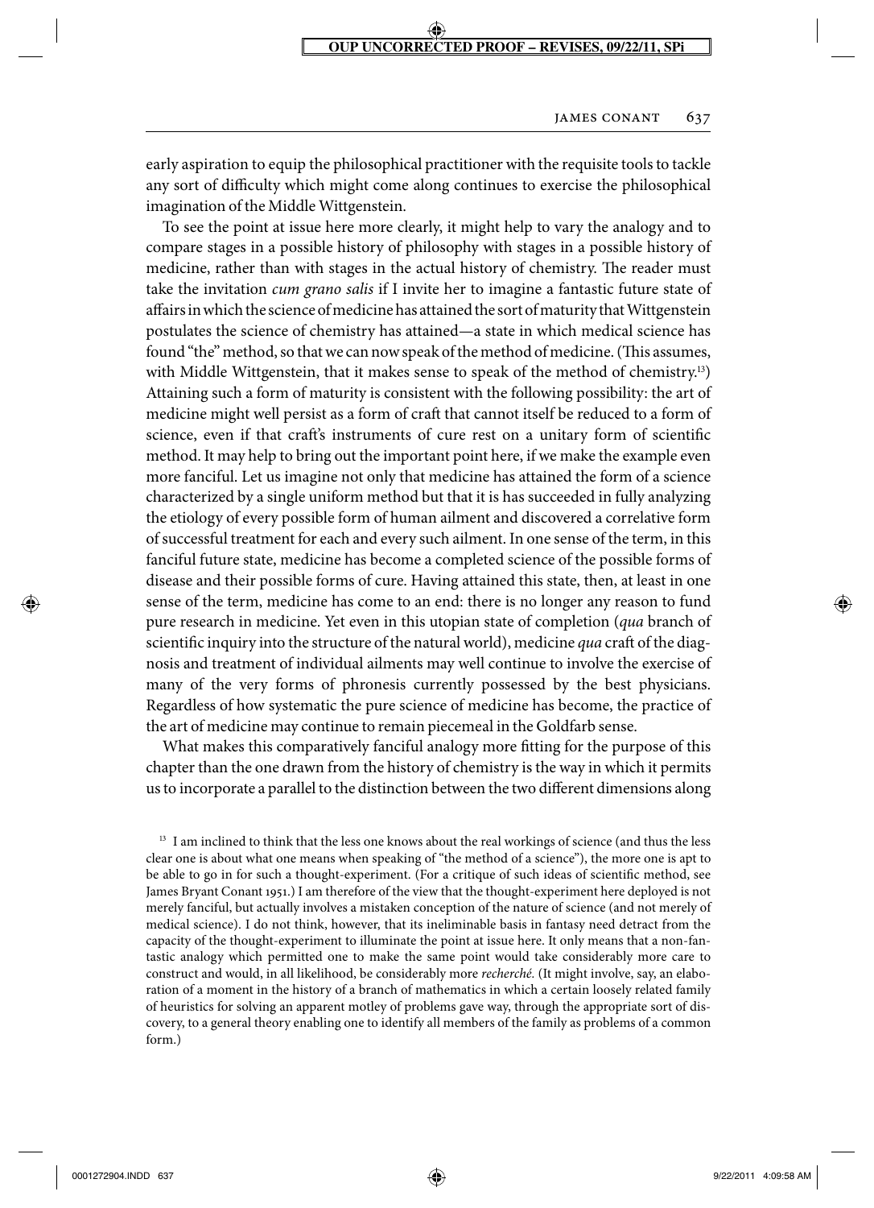early aspiration to equip the philosophical practitioner with the requisite tools to tackle any sort of difficulty which might come along continues to exercise the philosophical imagination of the Middle Wittgenstein.

To see the point at issue here more clearly, it might help to vary the analogy and to compare stages in a possible history of philosophy with stages in a possible history of medicine, rather than with stages in the actual history of chemistry. The reader must take the invitation *cum grano salis* if I invite her to imagine a fantastic future state of affairs in which the science of medicine has attained the sort of maturity that Wittgenstein postulates the science of chemistry has attained—a state in which medical science has found "the" method, so that we can now speak of the method of medicine. (This assumes, with Middle Wittgenstein, that it makes sense to speak of the method of chemistry.[13]) Attaining such a form of maturity is consistent with the following possibility: the art of medicine might well persist as a form of craft that cannot itself be reduced to a form of science, even if that craft's instruments of cure rest on a unitary form of scientific method. It may help to bring out the important point here, if we make the example even more fanciful. Let us imagine not only that medicine has attained the form of a science characterized by a single uniform method but that it is has succeeded in fully analyzing the etiology of every possible form of human ailment and discovered a correlative form of successful treatment for each and every such ailment. In one sense of the term, in this fanciful future state, medicine has become a completed science of the possible forms of disease and their possible forms of cure. Having attained this state, then, at least in one sense of the term, medicine has come to an end: there is no longer any reason to fund pure research in medicine. Yet even in this utopian state of completion (*qua* branch of scientific inquiry into the structure of the natural world), medicine *qua* craft of the diagnosis and treatment of individual ailments may well continue to involve the exercise of many of the very forms of phronesis currently possessed by the best physicians. Regardless of how systematic the pure science of medicine has become, the practice of the art of medicine may continue to remain piecemeal in the Goldfarb sense.

What makes this comparatively fanciful analogy more fitting for the purpose of this chapter than the one drawn from the history of chemistry is the way in which it permits us to incorporate a parallel to the distinction between the two different dimensions along

[13] I am inclined to think that the less one knows about the real workings of science (and thus the less clear one is about what one means when speaking of "the method of a science"), the more one is apt to be able to go in for such a thought-experiment. (For a critique of such ideas of scientific method, see James Bryant Conant 1951.) I am therefore of the view that the thought-experiment here deployed is not merely fanciful, but actually involves a mistaken conception of the nature of science (and not merely of medical science). I do not think, however, that its ineliminable basis in fantasy need detract from the capacity of the thought-experiment to illuminate the point at issue here. It only means that a non-fantastic analogy which permitted one to make the same point would take considerably more care to construct and would, in all likelihood, be considerably more *recherché*. (It might involve, say, an elaboration of a moment in the history of a branch of mathematics in which a certain loosely related family of heuristics for solving an apparent motley of problems gave way, through the appropriate sort of discovery, to a general theory enabling one to identify all members of the family as problems of a common form.)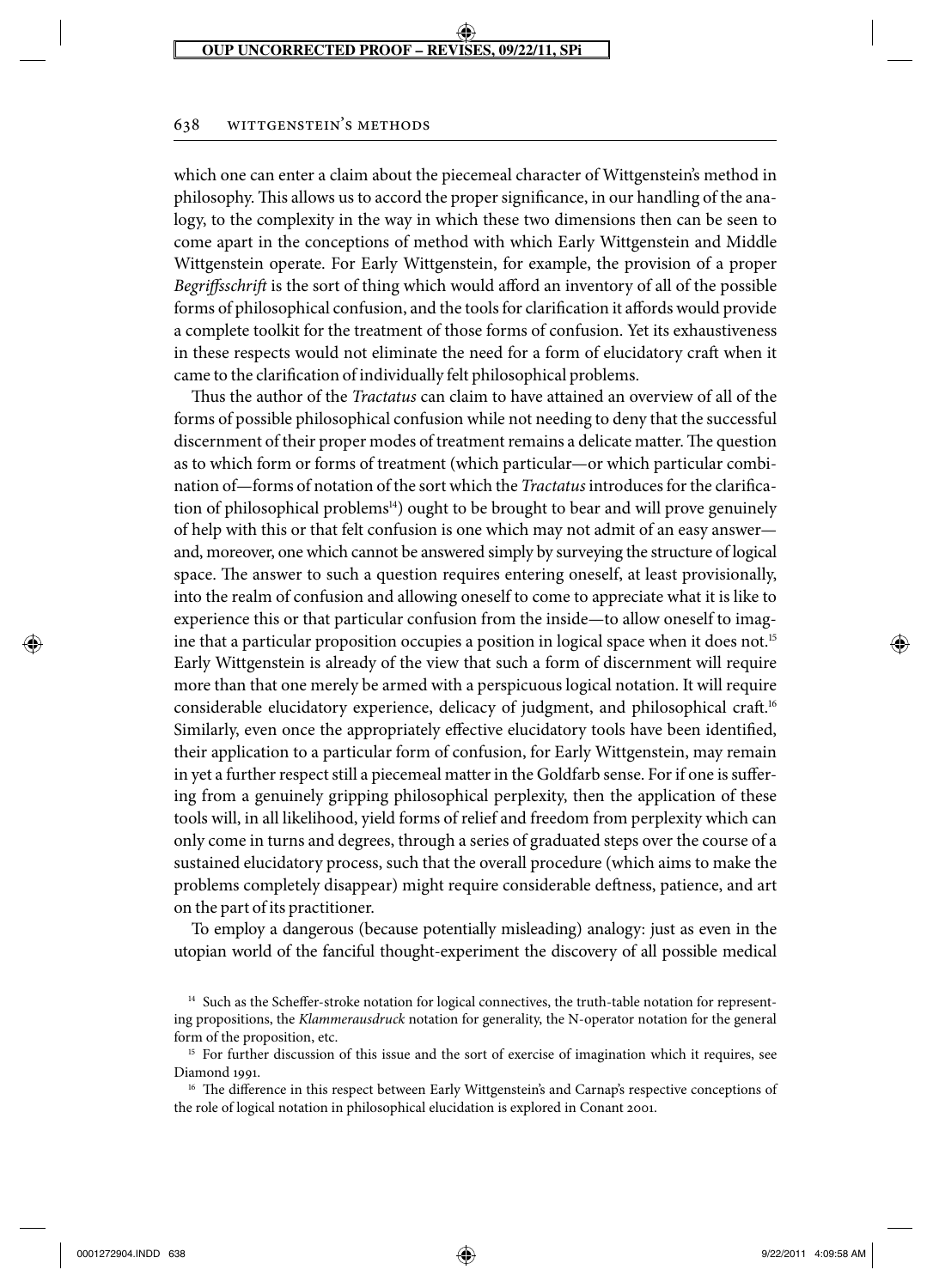which one can enter a claim about the piecemeal character of Wittgenstein's method in philosophy. This allows us to accord the proper significance, in our handling of the analogy, to the complexity in the way in which these two dimensions then can be seen to come apart in the conceptions of method with which Early Wittgenstein and Middle Wittgenstein operate. For Early Wittgenstein, for example, the provision of a proper *Begriffsschrift* is the sort of thing which would afford an inventory of all of the possible forms of philosophical confusion, and the tools for clarification it affords would provide a complete toolkit for the treatment of those forms of confusion. Yet its exhaustiveness in these respects would not eliminate the need for a form of elucidatory craft when it came to the clarification of individually felt philosophical problems.

Thus the author of the *Tractatus* can claim to have attained an overview of all of the forms of possible philosophical confusion while not needing to deny that the successful discernment of their proper modes of treatment remains a delicate matter. The question as to which form or forms of treatment (which particular—or which particular combination of—forms of notation of the sort which the *Tractatus* introduces for the clarification of philosophical problems[14]) ought to be brought to bear and will prove genuinely of help with this or that felt confusion is one which may not admit of an easy answer—and, moreover, one which cannot be answered simply by surveying the structure of logical space. The answer to such a question requires entering oneself, at least provisionally, into the realm of confusion and allowing oneself to come to appreciate what it is like to experience this or that particular confusion from the inside—to allow oneself to imagine that a particular proposition occupies a position in logical space when it does not.[15] Early Wittgenstein is already of the view that such a form of discernment will require more than that one merely be armed with a perspicuous logical notation. It will require considerable elucidatory experience, delicacy of judgment, and philosophical craft.[16] Similarly, even once the appropriately effective elucidatory tools have been identified, their application to a particular form of confusion, for Early Wittgenstein, may remain in yet a further respect still a piecemeal matter in the Goldfarb sense. For if one is suffering from a genuinely gripping philosophical perplexity, then the application of these tools will, in all likelihood, yield forms of relief and freedom from perplexity which can only come in turns and degrees, through a series of graduated steps over the course of a sustained elucidatory process, such that the overall procedure (which aims to make the problems completely disappear) might require considerable deftness, patience, and art on the part of its practitioner.

To employ a dangerous (because potentially misleading) analogy: just as even in the utopian world of the fanciful thought-experiment the discovery of all possible medical

[14] Such as the Scheffer-stroke notation for logical connectives, the truth-table notation for representing propositions, the *Klammerausdruck* notation for generality, the N-operator notation for the general form of the proposition, etc.

[15] For further discussion of this issue and the sort of exercise of imagination which it requires, see Diamond 1991.

[16] The difference in this respect between Early Wittgenstein's and Carnap's respective conceptions of the role of logical notation in philosophical elucidation is explored in Conant 2001.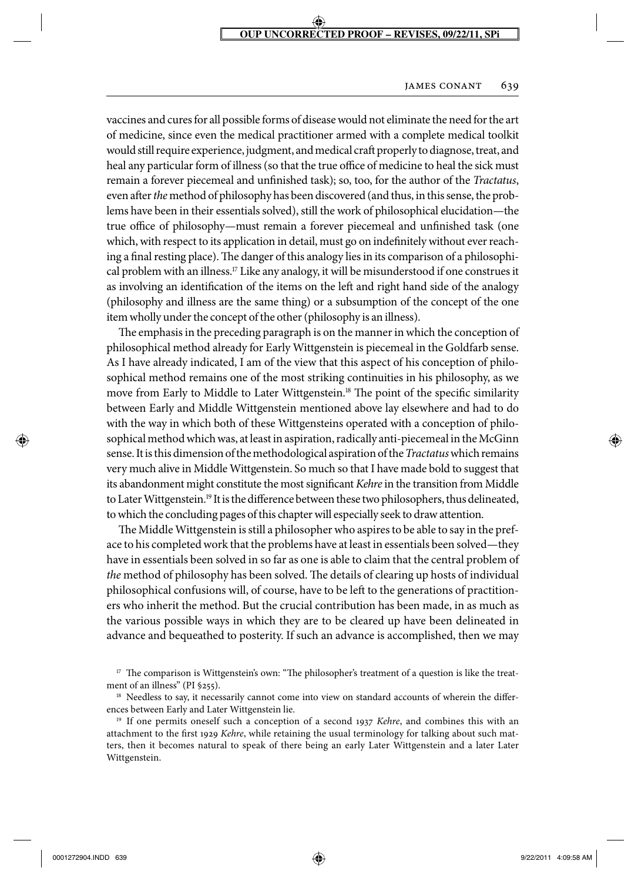vaccines and cures for all possible forms of disease would not eliminate the need for the art of medicine, since even the medical practitioner armed with a complete medical toolkit would still require experience, judgment, and medical craft properly to diagnose, treat, and heal any particular form of illness (so that the true office of medicine to heal the sick must remain a forever piecemeal and unfinished task); so, too, for the author of the *Tractatus*, even after *the* method of philosophy has been discovered (and thus, in this sense, the problems have been in their essentials solved), still the work of philosophical elucidation—the true office of philosophy—must remain a forever piecemeal and unfinished task (one which, with respect to its application in detail, must go on indefinitely without ever reaching a final resting place). The danger of this analogy lies in its comparison of a philosophical problem with an illness.[17] Like any analogy, it will be misunderstood if one construes it as involving an identification of the items on the left and right hand side of the analogy (philosophy and illness are the same thing) or a subsumption of the concept of the one item wholly under the concept of the other (philosophy is an illness).

The emphasis in the preceding paragraph is on the manner in which the conception of philosophical method already for Early Wittgenstein is piecemeal in the Goldfarb sense. As I have already indicated, I am of the view that this aspect of his conception of philosophical method remains one of the most striking continuities in his philosophy, as we move from Early to Middle to Later Wittgenstein.[18] The point of the specific similarity between Early and Middle Wittgenstein mentioned above lay elsewhere and had to do with the way in which both of these Wittgensteins operated with a conception of philosophical method which was, at least in aspiration, radically anti-piecemeal in the McGinn sense. It is this dimension of the methodological aspiration of the *Tractatus* which remains very much alive in Middle Wittgenstein. So much so that I have made bold to suggest that its abandonment might constitute the most significant *Kehre* in the transition from Middle to Later Wittgenstein.[19] It is the difference between these two philosophers, thus delineated, to which the concluding pages of this chapter will especially seek to draw attention.

The Middle Wittgenstein is still a philosopher who aspires to be able to say in the preface to his completed work that the problems have at least in essentials been solved—they have in essentials been solved in so far as one is able to claim that the central problem of *the* method of philosophy has been solved. The details of clearing up hosts of individual philosophical confusions will, of course, have to be left to the generations of practitioners who inherit the method. But the crucial contribution has been made, in as much as the various possible ways in which they are to be cleared up have been delineated in advance and bequeathed to posterity. If such an advance is accomplished, then we may

[17] The comparison is Wittgenstein's own: "The philosopher's treatment of a question is like the treatment of an illness" (PI §255).

[18] Needless to say, it necessarily cannot come into view on standard accounts of wherein the differences between Early and Later Wittgenstein lie.

[19] If one permits oneself such a conception of a second 1937 *Kehre*, and combines this with an attachment to the first 1929 *Kehre*, while retaining the usual terminology for talking about such matters, then it becomes natural to speak of there being an early Later Wittgenstein and a later Later Wittgenstein.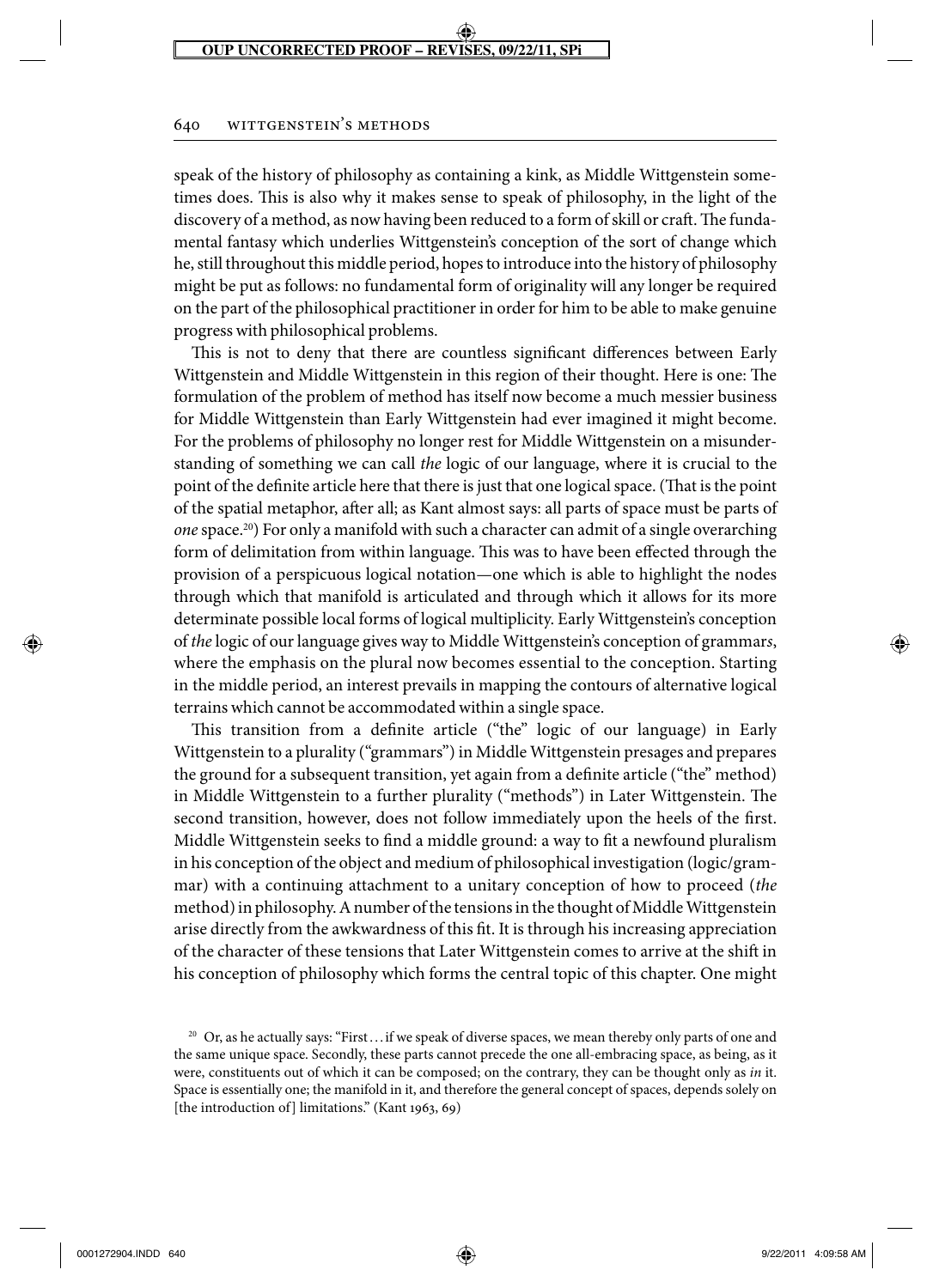speak of the history of philosophy as containing a kink, as Middle Wittgenstein sometimes does. This is also why it makes sense to speak of philosophy, in the light of the discovery of a method, as now having been reduced to a form of skill or craft. The fundamental fantasy which underlies Wittgenstein's conception of the sort of change which he, still throughout this middle period, hopes to introduce into the history of philosophy might be put as follows: no fundamental form of originality will any longer be required on the part of the philosophical practitioner in order for him to be able to make genuine progress with philosophical problems.

This is not to deny that there are countless significant differences between Early Wittgenstein and Middle Wittgenstein in this region of their thought. Here is one: The formulation of the problem of method has itself now become a much messier business for Middle Wittgenstein than Early Wittgenstein had ever imagined it might become. For the problems of philosophy no longer rest for Middle Wittgenstein on a misunderstanding of something we can call *the* logic of our language, where it is crucial to the point of the definite article here that there is just that one logical space. (That is the point of the spatial metaphor, after all; as Kant almost says: all parts of space must be parts of *one* space.[20]) For only a manifold with such a character can admit of a single overarching form of delimitation from within language. This was to have been effected through the provision of a perspicuous logical notation—one which is able to highlight the nodes through which that manifold is articulated and through which it allows for its more determinate possible local forms of logical multiplicity. Early Wittgenstein's conception of *the* logic of our language gives way to Middle Wittgenstein's conception of grammar*s*, where the emphasis on the plural now becomes essential to the conception. Starting in the middle period, an interest prevails in mapping the contours of alternative logical terrains which cannot be accommodated within a single space.

This transition from a definite article ("the" logic of our language) in Early Wittgenstein to a plurality ("grammars") in Middle Wittgenstein presages and prepares the ground for a subsequent transition, yet again from a definite article ("the" method) in Middle Wittgenstein to a further plurality ("methods") in Later Wittgenstein. The second transition, however, does not follow immediately upon the heels of the first. Middle Wittgenstein seeks to find a middle ground: a way to fit a newfound pluralism in his conception of the object and medium of philosophical investigation (logic/grammar) with a continuing attachment to a unitary conception of how to proceed (*the* method) in philosophy. A number of the tensions in the thought of Middle Wittgenstein arise directly from the awkwardness of this fit. It is through his increasing appreciation of the character of these tensions that Later Wittgenstein comes to arrive at the shift in his conception of philosophy which forms the central topic of this chapter. One might

[20] Or, as he actually says: "First . . . if we speak of diverse spaces, we mean thereby only parts of one and the same unique space. Secondly, these parts cannot precede the one all-embracing space, as being, as it were, constituents out of which it can be composed; on the contrary, they can be thought only as *in* it. Space is essentially one; the manifold in it, and therefore the general concept of spaces, depends solely on [the introduction of] limitations." (Kant 1963, 69)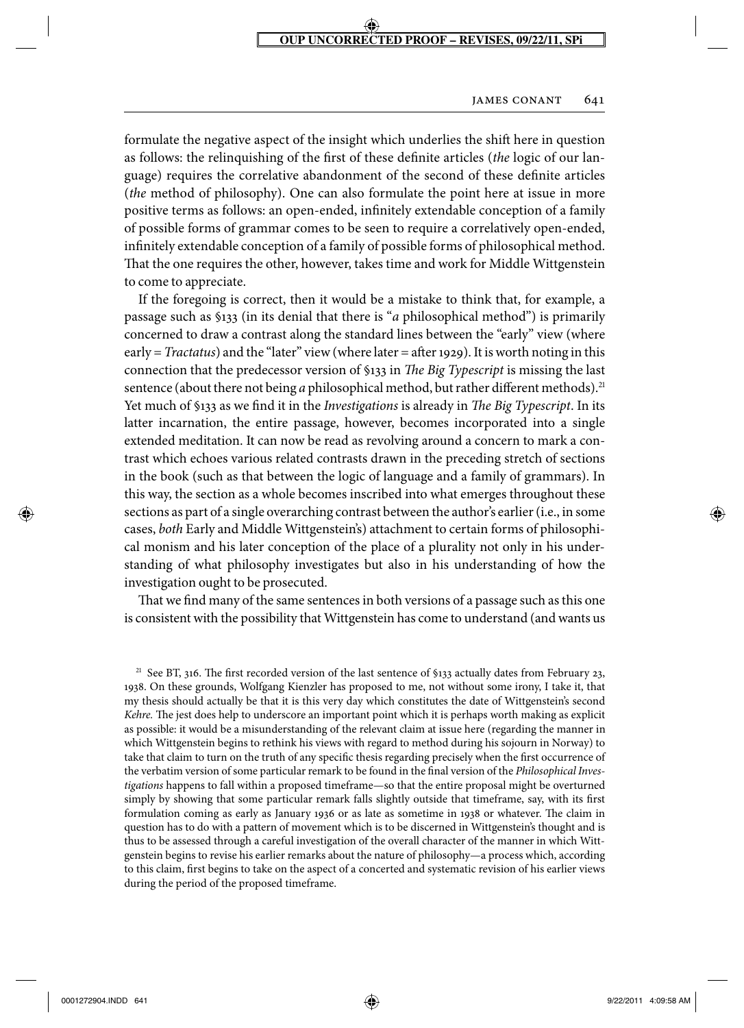formulate the negative aspect of the insight which underlies the shift here in question as follows: the relinquishing of the first of these definite articles (*the* logic of our language) requires the correlative abandonment of the second of these definite articles (*the* method of philosophy). One can also formulate the point here at issue in more positive terms as follows: an open-ended, infinitely extendable conception of a family of possible forms of grammar comes to be seen to require a correlatively open-ended, infinitely extendable conception of a family of possible forms of philosophical method. That the one requires the other, however, takes time and work for Middle Wittgenstein to come to appreciate.

If the foregoing is correct, then it would be a mistake to think that, for example, a passage such as §133 (in its denial that there is "*a* philosophical method") is primarily concerned to draw a contrast along the standard lines between the "early" view (where early = *Tractatus*) and the "later" view (where later = after 1929). It is worth noting in this connection that the predecessor version of §133 in *The Big Typescript* is missing the last sentence (about there not being *a* philosophical method, but rather different methods).[21] Yet much of §133 as we find it in the *Investigations* is already in *The Big Typescript*. In its latter incarnation, the entire passage, however, becomes incorporated into a single extended meditation. It can now be read as revolving around a concern to mark a contrast which echoes various related contrasts drawn in the preceding stretch of sections in the book (such as that between the logic of language and a family of grammars). In this way, the section as a whole becomes inscribed into what emerges throughout these sections as part of a single overarching contrast between the author's earlier (i.e., in some cases, *both* Early and Middle Wittgenstein's) attachment to certain forms of philosophical monism and his later conception of the place of a plurality not only in his understanding of what philosophy investigates but also in his understanding of how the investigation ought to be prosecuted.

That we find many of the same sentences in both versions of a passage such as this one is consistent with the possibility that Wittgenstein has come to understand (and wants us

[21] See BT, 316. The first recorded version of the last sentence of §133 actually dates from February 23, 1938. On these grounds, Wolfgang Kienzler has proposed to me, not without some irony, I take it, that my thesis should actually be that it is this very day which constitutes the date of Wittgenstein's second *Kehre*. The jest does help to underscore an important point which it is perhaps worth making as explicit as possible: it would be a misunderstanding of the relevant claim at issue here (regarding the manner in which Wittgenstein begins to rethink his views with regard to method during his sojourn in Norway) to take that claim to turn on the truth of any specific thesis regarding precisely when the first occurrence of the verbatim version of some particular remark to be found in the final version of the *Philosophical Investigations* happens to fall within a proposed timeframe—so that the entire proposal might be overturned simply by showing that some particular remark falls slightly outside that timeframe, say, with its first formulation coming as early as January 1936 or as late as sometime in 1938 or whatever. The claim in question has to do with a pattern of movement which is to be discerned in Wittgenstein's thought and is thus to be assessed through a careful investigation of the overall character of the manner in which Wittgenstein begins to revise his earlier remarks about the nature of philosophy—a process which, according to this claim, first begins to take on the aspect of a concerted and systematic revision of his earlier views during the period of the proposed timeframe.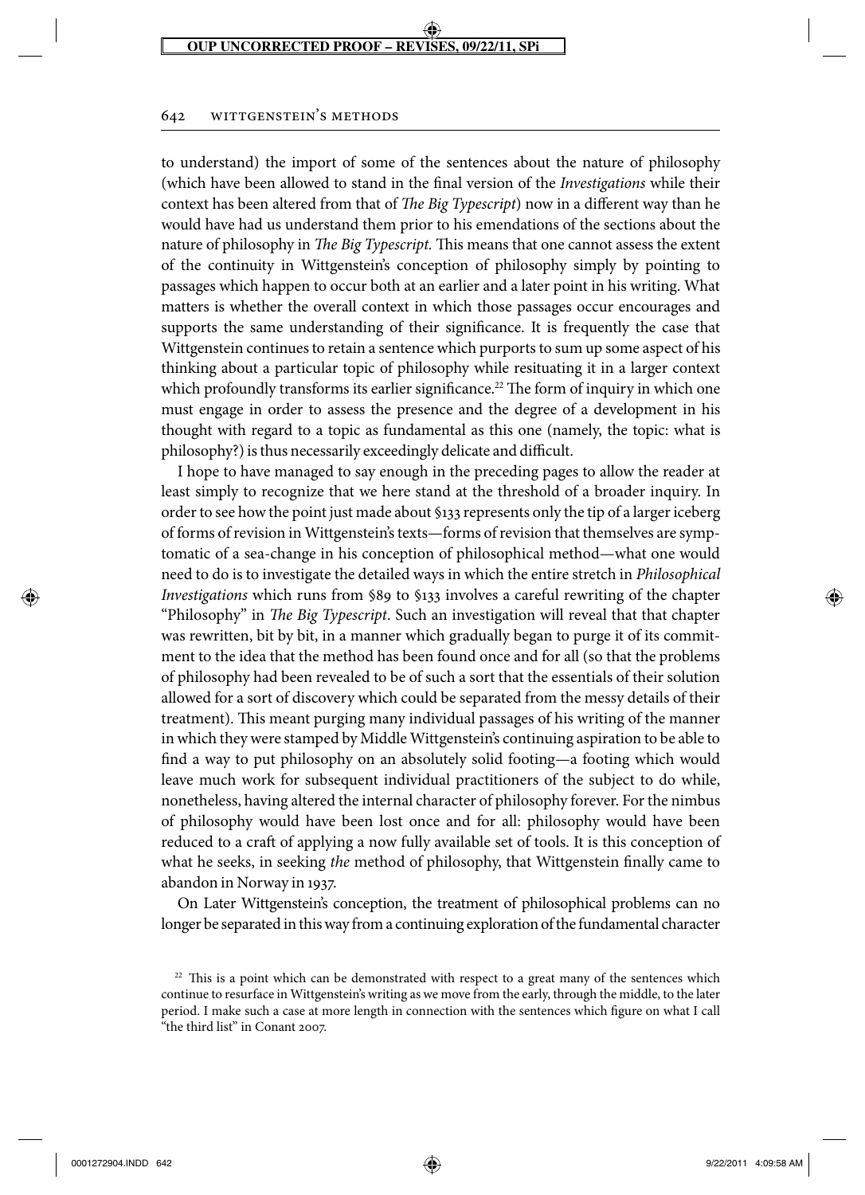to understand) the import of some of the sentences about the nature of philosophy (which have been allowed to stand in the final version of the *Investigations* while their context has been altered from that of *The Big Typescript*) now in a different way than he would have had us understand them prior to his emendations of the sections about the nature of philosophy in *The Big Typescript.* This means that one cannot assess the extent of the continuity in Wittgenstein's conception of philosophy simply by pointing to passages which happen to occur both at an earlier and a later point in his writing. What matters is whether the overall context in which those passages occur encourages and supports the same understanding of their significance. It is frequently the case that Wittgenstein continues to retain a sentence which purports to sum up some aspect of his thinking about a particular topic of philosophy while resituating it in a larger context which profoundly transforms its earlier significance.[22] The form of inquiry in which one must engage in order to assess the presence and the degree of a development in his thought with regard to a topic as fundamental as this one (namely, the topic: what is philosophy?) is thus necessarily exceedingly delicate and difficult.

I hope to have managed to say enough in the preceding pages to allow the reader at least simply to recognize that we here stand at the threshold of a broader inquiry. In order to see how the point just made about §133 represents only the tip of a larger iceberg of forms of revision in Wittgenstein's texts—forms of revision that themselves are symptomatic of a sea-change in his conception of philosophical method—what one would need to do is to investigate the detailed ways in which the entire stretch in *Philosophical Investigations* which runs from §89 to §133 involves a careful rewriting of the chapter "Philosophy" in *The Big Typescript*. Such an investigation will reveal that that chapter was rewritten, bit by bit, in a manner which gradually began to purge it of its commitment to the idea that the method has been found once and for all (so that the problems of philosophy had been revealed to be of such a sort that the essentials of their solution allowed for a sort of discovery which could be separated from the messy details of their treatment). This meant purging many individual passages of his writing of the manner in which they were stamped by Middle Wittgenstein's continuing aspiration to be able to find a way to put philosophy on an absolutely solid footing—a footing which would leave much work for subsequent individual practitioners of the subject to do while, nonetheless, having altered the internal character of philosophy forever. For the nimbus of philosophy would have been lost once and for all: philosophy would have been reduced to a craft of applying a now fully available set of tools. It is this conception of what he seeks, in seeking *the* method of philosophy, that Wittgenstein finally came to abandon in Norway in 1937.

On Later Wittgenstein's conception, the treatment of philosophical problems can no longer be separated in this way from a continuing exploration of the fundamental character

[22] This is a point which can be demonstrated with respect to a great many of the sentences which continue to resurface in Wittgenstein's writing as we move from the early, through the middle, to the later period. I make such a case at more length in connection with the sentences which figure on what I call "the third list" in Conant 2007.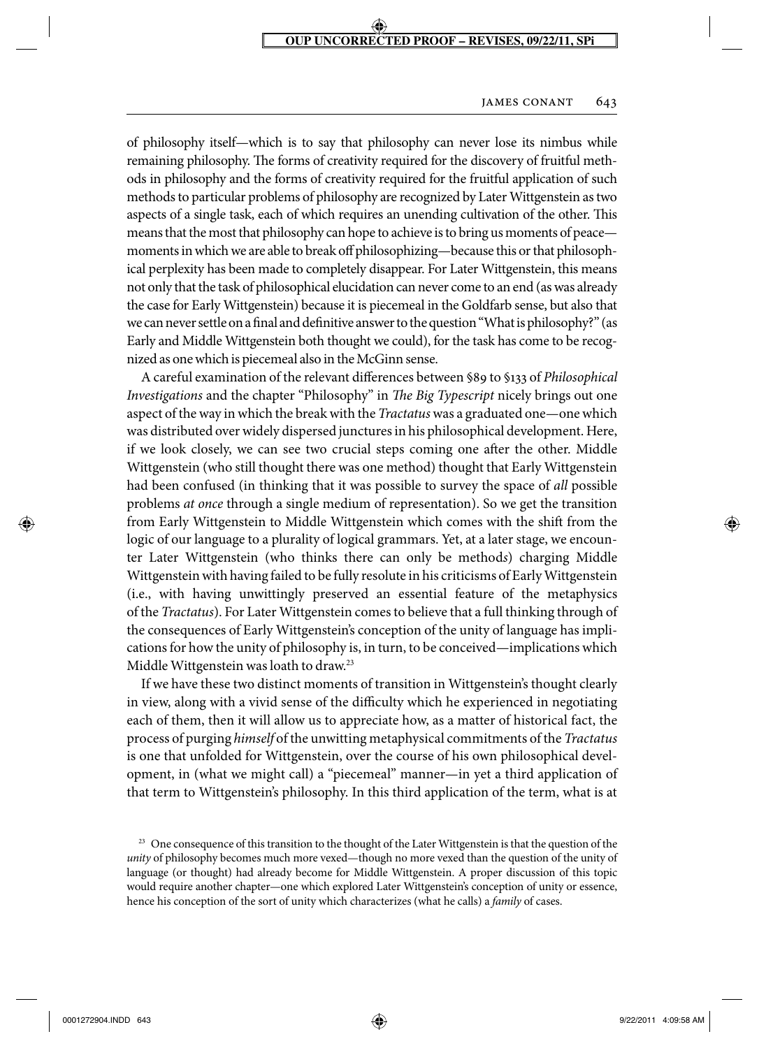of philosophy itself—which is to say that philosophy can never lose its nimbus while remaining philosophy. The forms of creativity required for the discovery of fruitful methods in philosophy and the forms of creativity required for the fruitful application of such methods to particular problems of philosophy are recognized by Later Wittgenstein as two aspects of a single task, each of which requires an unending cultivation of the other. This means that the most that philosophy can hope to achieve is to bring us moments of peace—moments in which we are able to break off philosophizing—because this or that philosophical perplexity has been made to completely disappear. For Later Wittgenstein, this means not only that the task of philosophical elucidation can never come to an end (as was already the case for Early Wittgenstein) because it is piecemeal in the Goldfarb sense, but also that we can never settle on a final and definitive answer to the question "What is philosophy?" (as Early and Middle Wittgenstein both thought we could), for the task has come to be recognized as one which is piecemeal also in the McGinn sense.

A careful examination of the relevant differences between §89 to §133 of *Philosophical Investigations* and the chapter "Philosophy" in *The Big Typescript* nicely brings out one aspect of the way in which the break with the *Tractatus* was a graduated one—one which was distributed over widely dispersed junctures in his philosophical development. Here, if we look closely, we can see two crucial steps coming one after the other. Middle Wittgenstein (who still thought there was one method) thought that Early Wittgenstein had been confused (in thinking that it was possible to survey the space of *all* possible problems *at once* through a single medium of representation). So we get the transition from Early Wittgenstein to Middle Wittgenstein which comes with the shift from the logic of our language to a plurality of logical grammars. Yet, at a later stage, we encounter Later Wittgenstein (who thinks there can only be method*s*) charging Middle Wittgenstein with having failed to be fully resolute in his criticisms of Early Wittgenstein (i.e., with having unwittingly preserved an essential feature of the metaphysics of the *Tractatus*). For Later Wittgenstein comes to believe that a full thinking through of the consequences of Early Wittgenstein's conception of the unity of language has implications for how the unity of philosophy is, in turn, to be conceived—implications which Middle Wittgenstein was loath to draw.[23]

If we have these two distinct moments of transition in Wittgenstein's thought clearly in view, along with a vivid sense of the difficulty which he experienced in negotiating each of them, then it will allow us to appreciate how, as a matter of historical fact, the process of purging *himself* of the unwitting metaphysical commitments of the *Tractatus* is one that unfolded for Wittgenstein, over the course of his own philosophical development, in (what we might call) a "piecemeal" manner—in yet a third application of that term to Wittgenstein's philosophy. In this third application of the term, what is at

[23] One consequence of this transition to the thought of the Later Wittgenstein is that the question of the *unity* of philosophy becomes much more vexed—though no more vexed than the question of the unity of language (or thought) had already become for Middle Wittgenstein. A proper discussion of this topic would require another chapter—one which explored Later Wittgenstein's conception of unity or essence, hence his conception of the sort of unity which characterizes (what he calls) a *family* of cases.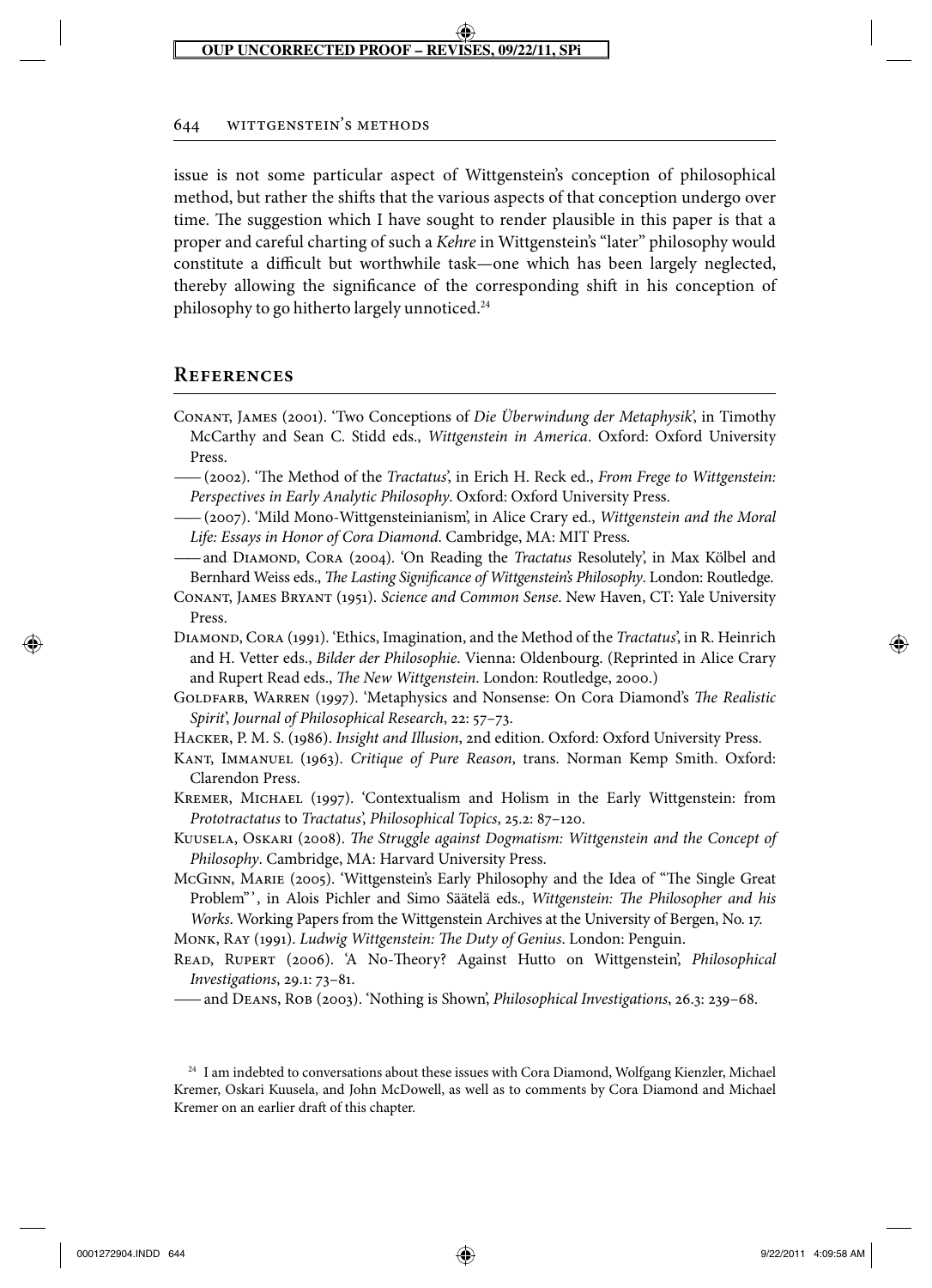issue is not some particular aspect of Wittgenstein's conception of philosophical method, but rather the shifts that the various aspects of that conception undergo over time. The suggestion which I have sought to render plausible in this paper is that a proper and careful charting of such a *Kehre* in Wittgenstein's "later" philosophy would constitute a difficult but worthwhile task—one which has been largely neglected, thereby allowing the significance of the corresponding shift in his conception of philosophy to go hitherto largely unnoticed.[24]

## References

Conant, James (2001). 'Two Conceptions of *Die Überwindung der Metaphysik*', in Timothy McCarthy and Sean C. Stidd eds., *Wittgenstein in America*. Oxford: Oxford University Press.

—— (2002). 'The Method of the *Tractatus*', in Erich H. Reck ed., *From Frege to Wittgenstein: Perspectives in Early Analytic Philosophy*. Oxford: Oxford University Press.

—— (2007). 'Mild Mono-Wittgensteinianism', in Alice Crary ed., *Wittgenstein and the Moral Life: Essays in Honor of Cora Diamond*. Cambridge, MA: MIT Press.

—— and Diamond, Cora (2004). 'On Reading the *Tractatus* Resolutely', in Max Kölbel and Bernhard Weiss eds., *The Lasting Significance of Wittgenstein's Philosophy*. London: Routledge.

Conant, James Bryant (1951). *Science and Common Sense*. New Haven, CT: Yale University Press.

Diamond, Cora (1991). 'Ethics, Imagination, and the Method of the *Tractatus*', in R. Heinrich and H. Vetter eds., *Bilder der Philosophie*. Vienna: Oldenbourg. (Reprinted in Alice Crary and Rupert Read eds., *The New Wittgenstein*. London: Routledge, 2000.)

Goldfarb, Warren (1997). 'Metaphysics and Nonsense: On Cora Diamond's *The Realistic Spirit*', *Journal of Philosophical Research*, 22: 57–73.

Hacker, P. M. S. (1986). *Insight and Illusion*, 2nd edition. Oxford: Oxford University Press.

Kant, Immanuel (1963). *Critique of Pure Reason*, trans. Norman Kemp Smith. Oxford: Clarendon Press.

Kremer, Michael (1997). 'Contextualism and Holism in the Early Wittgenstein: from *Prototractatus* to *Tractatus*', *Philosophical Topics*, 25.2: 87–120.

Kuusela, Oskari (2008). *The Struggle against Dogmatism: Wittgenstein and the Concept of Philosophy*. Cambridge, MA: Harvard University Press.

McGinn, Marie (2005). 'Wittgenstein's Early Philosophy and the Idea of "The Single Great Problem"', in Alois Pichler and Simo Säätelä eds., *Wittgenstein: The Philosopher and his Works*. Working Papers from the Wittgenstein Archives at the University of Bergen, No. 17.

Monk, Ray (1991). *Ludwig Wittgenstein: The Duty of Genius*. London: Penguin.

Read, Rupert (2006). 'A No-Theory? Against Hutto on Wittgenstein', *Philosophical Investigations*, 29.1: 73–81.

—— and Deans, Rob (2003). 'Nothing is Shown', *Philosophical Investigations*, 26.3: 239–68.

[24] I am indebted to conversations about these issues with Cora Diamond, Wolfgang Kienzler, Michael Kremer, Oskari Kuusela, and John McDowell, as well as to comments by Cora Diamond and Michael Kremer on an earlier draft of this chapter.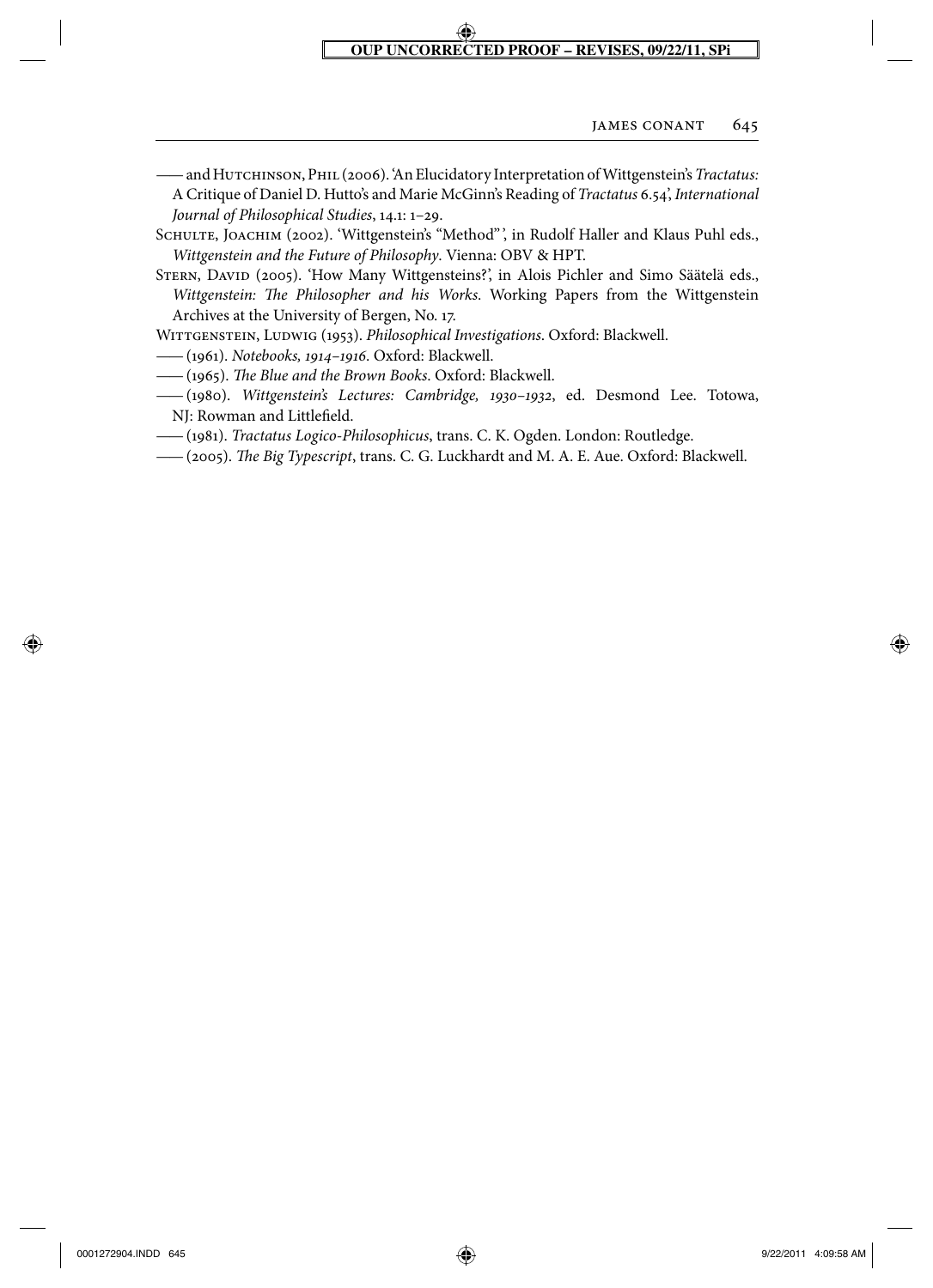—— and Hutchinson, Phil (2006). 'An Elucidatory Interpretation of Wittgenstein's *Tractatus:* A Critique of Daniel D. Hutto's and Marie McGinn's Reading of *Tractatus* 6.54', *International Journal of Philosophical Studies*, 14.1: 1–29.

Schulte, Joachim (2002). 'Wittgenstein's "Method"', in Rudolf Haller and Klaus Puhl eds., *Wittgenstein and the Future of Philosophy*. Vienna: OBV & HPT.

Stern, David (2005). 'How Many Wittgensteins?', in Alois Pichler and Simo Säätelä eds., *Wittgenstein: The Philosopher and his Works*. Working Papers from the Wittgenstein Archives at the University of Bergen, No. 17.

Wittgenstein, Ludwig (1953). *Philosophical Investigations*. Oxford: Blackwell.

—— (1961). *Notebooks, 1914–1916*. Oxford: Blackwell.

—— (1965). *The Blue and the Brown Books*. Oxford: Blackwell.

—— (1980). *Wittgenstein's Lectures: Cambridge, 1930–1932*, ed. Desmond Lee. Totowa, NJ: Rowman and Littlefield.

—— (1981). *Tractatus Logico-Philosophicus*, trans. C. K. Ogden. London: Routledge.

—— (2005). *The Big Typescript*, trans. C. G. Luckhardt and M. A. E. Aue. Oxford: Blackwell.